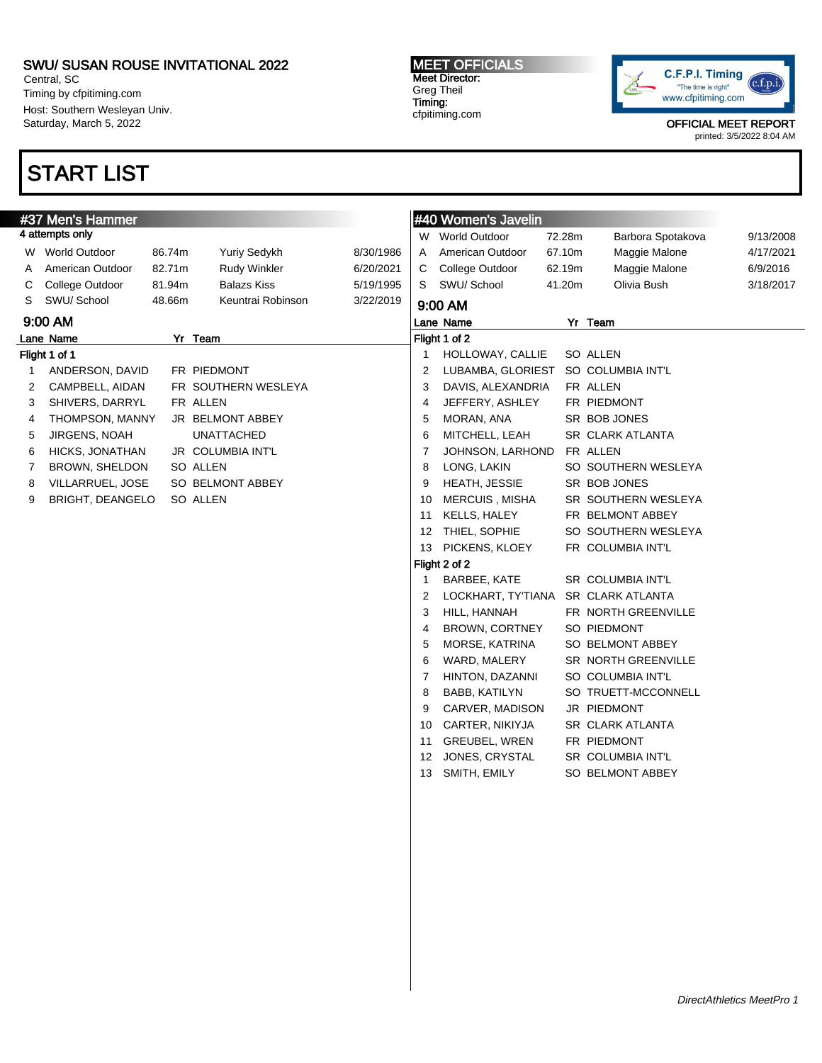SWU/ SUSAN ROUSE INVITATIONAL 2022
Central, SC
Timing by cfpitiming.com
Host: Southern Wesleyan Univ.
Saturday, March 5, 2022

**MEET OFFICIALS**
**Meet Director:**
Greg Theil
**Timing:**
cfpitiming.com

C.F.P.I. Timing
"The time is right"
www.cfpitiming.com

OFFICIAL MEET REPORT
printed: 3/5/2022 8:04 AM

# START LIST

## #37 Men's Hammer

4 attempts only

| | | | | |
|---|---|---|---|---|
| W | World Outdoor | 86.74m | Yuriy Sedykh | 8/30/1986 |
| A | American Outdoor | 82.71m | Rudy Winkler | 6/20/2021 |
| C | College Outdoor | 81.94m | Balazs Kiss | 5/19/1995 |
| S | SWU/ School | 48.66m | Keuntrai Robinson | 3/22/2019 |

### 9:00 AM

**Flight 1 of 1**

| Lane | Name | Yr | Team |
|---|---|---|---|
| 1 | ANDERSON, DAVID | FR | PIEDMONT |
| 2 | CAMPBELL, AIDAN | FR | SOUTHERN WESLEYA |
| 3 | SHIVERS, DARRYL | FR | ALLEN |
| 4 | THOMPSON, MANNY | JR | BELMONT ABBEY |
| 5 | JIRGENS, NOAH | | UNATTACHED |
| 6 | HICKS, JONATHAN | JR | COLUMBIA INT'L |
| 7 | BROWN, SHELDON | SO | ALLEN |
| 8 | VILLARRUEL, JOSE | SO | BELMONT ABBEY |
| 9 | BRIGHT, DEANGELO | SO | ALLEN |

## #40 Women's Javelin

| | | | | |
|---|---|---|---|---|
| W | World Outdoor | 72.28m | Barbora Spotakova | 9/13/2008 |
| A | American Outdoor | 67.10m | Maggie Malone | 4/17/2021 |
| C | College Outdoor | 62.19m | Maggie Malone | 6/9/2016 |
| S | SWU/ School | 41.20m | Olivia Bush | 3/18/2017 |

### 9:00 AM

**Flight 1 of 2**

| Lane | Name | Yr | Team |
|---|---|---|---|
| 1 | HOLLOWAY, CALLIE | SO | ALLEN |
| 2 | LUBAMBA, GLORIEST | SO | COLUMBIA INT'L |
| 3 | DAVIS, ALEXANDRIA | FR | ALLEN |
| 4 | JEFFERY, ASHLEY | FR | PIEDMONT |
| 5 | MORAN, ANA | SR | BOB JONES |
| 6 | MITCHELL, LEAH | SR | CLARK ATLANTA |
| 7 | JOHNSON, LARHOND | FR | ALLEN |
| 8 | LONG, LAKIN | SO | SOUTHERN WESLEYA |
| 9 | HEATH, JESSIE | SR | BOB JONES |
| 10 | MERCUIS , MISHA | SR | SOUTHERN WESLEYA |
| 11 | KELLS, HALEY | FR | BELMONT ABBEY |
| 12 | THIEL, SOPHIE | SO | SOUTHERN WESLEYA |
| 13 | PICKENS, KLOEY | FR | COLUMBIA INT'L |

**Flight 2 of 2**

| Lane | Name | Yr | Team |
|---|---|---|---|
| 1 | BARBEE, KATE | SR | COLUMBIA INT'L |
| 2 | LOCKHART, TY'TIANA | SR | CLARK ATLANTA |
| 3 | HILL, HANNAH | FR | NORTH GREENVILLE |
| 4 | BROWN, CORTNEY | SO | PIEDMONT |
| 5 | MORSE, KATRINA | SO | BELMONT ABBEY |
| 6 | WARD, MALERY | SR | NORTH GREENVILLE |
| 7 | HINTON, DAZANNI | SO | COLUMBIA INT'L |
| 8 | BABB, KATILYN | SO | TRUETT-MCCONNELL |
| 9 | CARVER, MADISON | JR | PIEDMONT |
| 10 | CARTER, NIKIYJA | SR | CLARK ATLANTA |
| 11 | GREUBEL, WREN | FR | PIEDMONT |
| 12 | JONES, CRYSTAL | SR | COLUMBIA INT'L |
| 13 | SMITH, EMILY | SO | BELMONT ABBEY |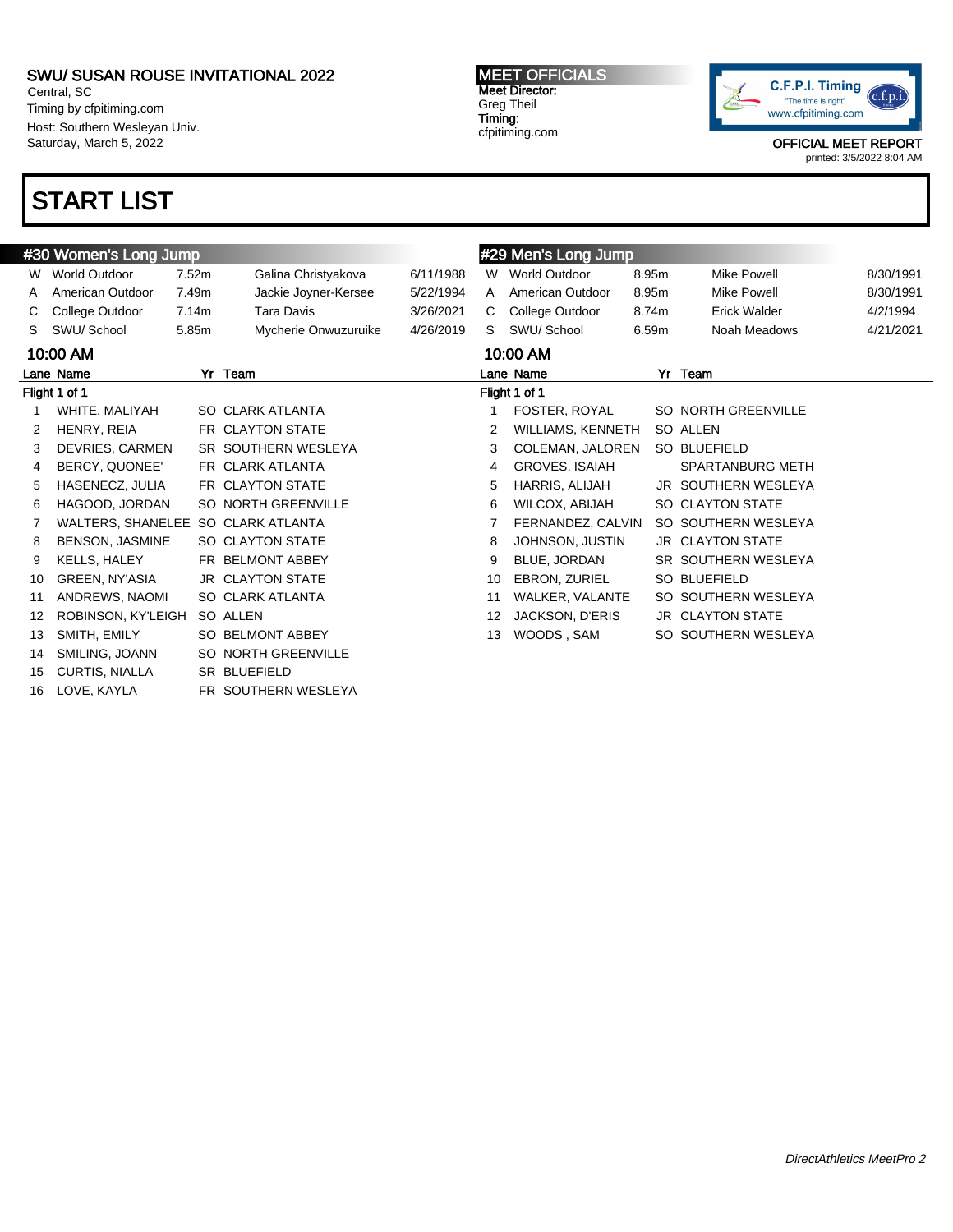SWU/ SUSAN ROUSE INVITATIONAL 2022
Central, SC
Timing by cfpitiming.com
Host: Southern Wesleyan Univ.
Saturday, March 5, 2022

**MEET OFFICIALS**
Meet Director:
Greg Theil
Timing:
cfpitiming.com

C.F.P.I. Timing "The time is right" www.cfpitiming.com

OFFICIAL MEET REPORT
printed: 3/5/2022 8:04 AM

# START LIST

## #30 Women's Long Jump

| | Record | Mark | Name | Date |
|---|---|---|---|---|
| W | World Outdoor | 7.52m | Galina Christyakova | 6/11/1988 |
| A | American Outdoor | 7.49m | Jackie Joyner-Kersee | 5/22/1994 |
| C | College Outdoor | 7.14m | Tara Davis | 3/26/2021 |
| S | SWU/ School | 5.85m | Mycherie Onwuzuruike | 4/26/2019 |

### 10:00 AM

Flight 1 of 1

| Lane | Name | Yr | Team |
|---|---|---|---|
| 1 | WHITE, MALIYAH | SO | CLARK ATLANTA |
| 2 | HENRY, REIA | FR | CLAYTON STATE |
| 3 | DEVRIES, CARMEN | SR | SOUTHERN WESLEYA |
| 4 | BERCY, QUONEE' | FR | CLARK ATLANTA |
| 5 | HASENECZ, JULIA | FR | CLAYTON STATE |
| 6 | HAGOOD, JORDAN | SO | NORTH GREENVILLE |
| 7 | WALTERS, SHANELEE | SO | CLARK ATLANTA |
| 8 | BENSON, JASMINE | SO | CLAYTON STATE |
| 9 | KELLS, HALEY | FR | BELMONT ABBEY |
| 10 | GREEN, NY'ASIA | JR | CLAYTON STATE |
| 11 | ANDREWS, NAOMI | SO | CLARK ATLANTA |
| 12 | ROBINSON, KY'LEIGH | SO | ALLEN |
| 13 | SMITH, EMILY | SO | BELMONT ABBEY |
| 14 | SMILING, JOANN | SO | NORTH GREENVILLE |
| 15 | CURTIS, NIALLA | SR | BLUEFIELD |
| 16 | LOVE, KAYLA | FR | SOUTHERN WESLEYA |

## #29 Men's Long Jump

| | Record | Mark | Name | Date |
|---|---|---|---|---|
| W | World Outdoor | 8.95m | Mike Powell | 8/30/1991 |
| A | American Outdoor | 8.95m | Mike Powell | 8/30/1991 |
| C | College Outdoor | 8.74m | Erick Walder | 4/2/1994 |
| S | SWU/ School | 6.59m | Noah Meadows | 4/21/2021 |

### 10:00 AM

Flight 1 of 1

| Lane | Name | Yr | Team |
|---|---|---|---|
| 1 | FOSTER, ROYAL | SO | NORTH GREENVILLE |
| 2 | WILLIAMS, KENNETH | SO | ALLEN |
| 3 | COLEMAN, JALOREN | SO | BLUEFIELD |
| 4 | GROVES, ISAIAH | | SPARTANBURG METH |
| 5 | HARRIS, ALIJAH | JR | SOUTHERN WESLEYA |
| 6 | WILCOX, ABIJAH | SO | CLAYTON STATE |
| 7 | FERNANDEZ, CALVIN | SO | SOUTHERN WESLEYA |
| 8 | JOHNSON, JUSTIN | JR | CLAYTON STATE |
| 9 | BLUE, JORDAN | SR | SOUTHERN WESLEYA |
| 10 | EBRON, ZURIEL | SO | BLUEFIELD |
| 11 | WALKER, VALANTE | SO | SOUTHERN WESLEYA |
| 12 | JACKSON, D'ERIS | JR | CLAYTON STATE |
| 13 | WOODS , SAM | SO | SOUTHERN WESLEYA |

*DirectAthletics MeetPro 2*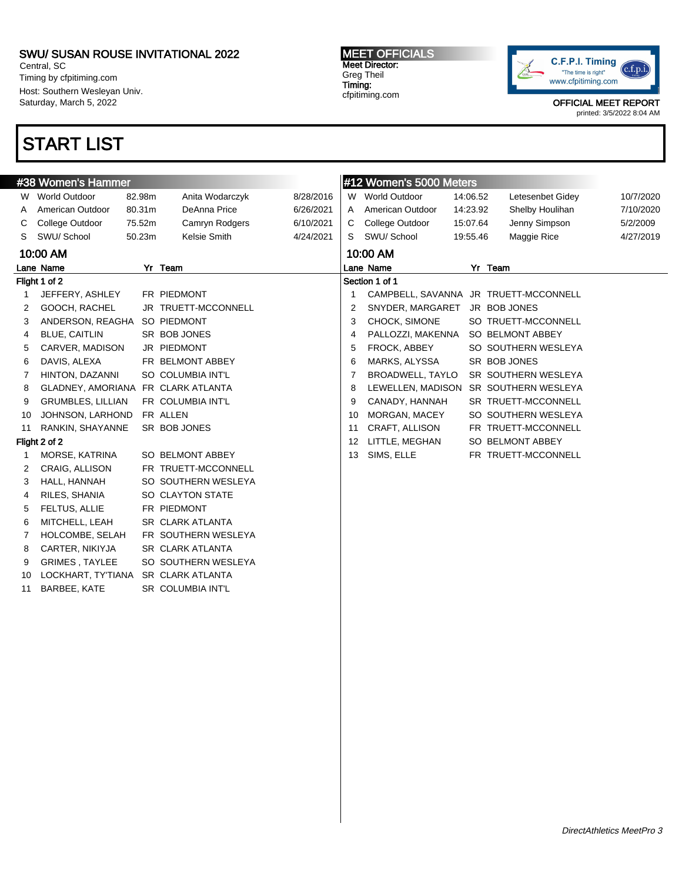SWU/ SUSAN ROUSE INVITATIONAL 2022
Central, SC
Timing by cfpitiming.com
Host: Southern Wesleyan Univ.
Saturday, March 5, 2022

MEET OFFICIALS
Meet Director:
Greg Theil
Timing:
cfpitiming.com

OFFICIAL MEET REPORT
printed: 3/5/2022 8:04 AM

# START LIST

## #38 Women's Hammer

| | | | | |
|---|---|---|---|---|
| W | World Outdoor | 82.98m | Anita Wodarczyk | 8/28/2016 |
| A | American Outdoor | 80.31m | DeAnna Price | 6/26/2021 |
| C | College Outdoor | 75.52m | Camryn Rodgers | 6/10/2021 |
| S | SWU/ School | 50.23m | Kelsie Smith | 4/24/2021 |

**10:00 AM**

| Lane | Name | Yr | Team |
|---|---|---|---|
| **Flight 1 of 2** | | | |
| 1 | JEFFERY, ASHLEY | FR | PIEDMONT |
| 2 | GOOCH, RACHEL | JR | TRUETT-MCCONNELL |
| 3 | ANDERSON, REAGHA | SO | PIEDMONT |
| 4 | BLUE, CAITLIN | SR | BOB JONES |
| 5 | CARVER, MADISON | JR | PIEDMONT |
| 6 | DAVIS, ALEXA | FR | BELMONT ABBEY |
| 7 | HINTON, DAZANNI | SO | COLUMBIA INT'L |
| 8 | GLADNEY, AMORIANA | FR | CLARK ATLANTA |
| 9 | GRUMBLES, LILLIAN | FR | COLUMBIA INT'L |
| 10 | JOHNSON, LARHOND | FR | ALLEN |
| 11 | RANKIN, SHAYANNE | SR | BOB JONES |
| **Flight 2 of 2** | | | |
| 1 | MORSE, KATRINA | SO | BELMONT ABBEY |
| 2 | CRAIG, ALLISON | FR | TRUETT-MCCONNELL |
| 3 | HALL, HANNAH | SO | SOUTHERN WESLEYA |
| 4 | RILES, SHANIA | SO | CLAYTON STATE |
| 5 | FELTUS, ALLIE | FR | PIEDMONT |
| 6 | MITCHELL, LEAH | SR | CLARK ATLANTA |
| 7 | HOLCOMBE, SELAH | FR | SOUTHERN WESLEYA |
| 8 | CARTER, NIKIYJA | SR | CLARK ATLANTA |
| 9 | GRIMES , TAYLEE | SO | SOUTHERN WESLEYA |
| 10 | LOCKHART, TY'TIANA | SR | CLARK ATLANTA |
| 11 | BARBEE, KATE | SR | COLUMBIA INT'L |

## #12 Women's 5000 Meters

| | | | | |
|---|---|---|---|---|
| W | World Outdoor | 14:06.52 | Letesenbet Gidey | 10/7/2020 |
| A | American Outdoor | 14:23.92 | Shelby Houlihan | 7/10/2020 |
| C | College Outdoor | 15:07.64 | Jenny Simpson | 5/2/2009 |
| S | SWU/ School | 19:55.46 | Maggie Rice | 4/27/2019 |

**10:00 AM**

| Lane | Name | Yr | Team |
|---|---|---|---|
| **Section 1 of 1** | | | |
| 1 | CAMPBELL, SAVANNA | JR | TRUETT-MCCONNELL |
| 2 | SNYDER, MARGARET | JR | BOB JONES |
| 3 | CHOCK, SIMONE | SO | TRUETT-MCCONNELL |
| 4 | PALLOZZI, MAKENNA | SO | BELMONT ABBEY |
| 5 | FROCK, ABBEY | SO | SOUTHERN WESLEYA |
| 6 | MARKS, ALYSSA | SR | BOB JONES |
| 7 | BROADWELL, TAYLO | SR | SOUTHERN WESLEYA |
| 8 | LEWELLEN, MADISON | SR | SOUTHERN WESLEYA |
| 9 | CANADY, HANNAH | SR | TRUETT-MCCONNELL |
| 10 | MORGAN, MACEY | SO | SOUTHERN WESLEYA |
| 11 | CRAFT, ALLISON | FR | TRUETT-MCCONNELL |
| 12 | LITTLE, MEGHAN | SO | BELMONT ABBEY |
| 13 | SIMS, ELLE | FR | TRUETT-MCCONNELL |

*DirectAthletics MeetPro 3*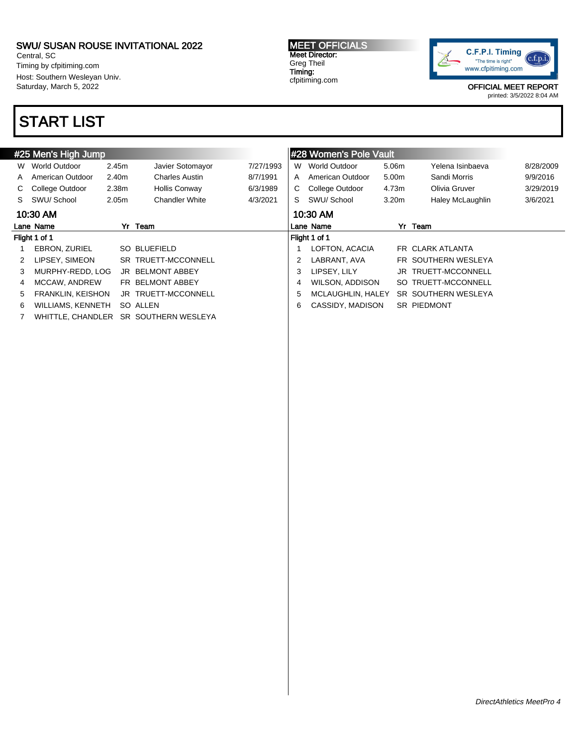# SWU/ SUSAN ROUSE INVITATIONAL 2022

Central, SC
Timing by cfpitiming.com
Host: Southern Wesleyan Univ.
Saturday, March 5, 2022

**MEET OFFICIALS**
**Meet Director:**
Greg Theil
**Timing:**
cfpitiming.com

C.F.P.I. Timing
"The time is right"
www.cfpitiming.com

OFFICIAL MEET REPORT
printed: 3/5/2022 8:04 AM

# START LIST

## #25 Men's High Jump

| | | | | |
|---|---|---|---|---|
| W | World Outdoor | 2.45m | Javier Sotomayor | 7/27/1993 |
| A | American Outdoor | 2.40m | Charles Austin | 8/7/1991 |
| C | College Outdoor | 2.38m | Hollis Conway | 6/3/1989 |
| S | SWU/ School | 2.05m | Chandler White | 4/3/2021 |

### 10:30 AM

**Flight 1 of 1**

| Lane | Name | Yr | Team |
|---|---|---|---|
| 1 | EBRON, ZURIEL | SO | BLUEFIELD |
| 2 | LIPSEY, SIMEON | SR | TRUETT-MCCONNELL |
| 3 | MURPHY-REDD, LOG | JR | BELMONT ABBEY |
| 4 | MCCAW, ANDREW | FR | BELMONT ABBEY |
| 5 | FRANKLIN, KEISHON | JR | TRUETT-MCCONNELL |
| 6 | WILLIAMS, KENNETH | SO | ALLEN |
| 7 | WHITTLE, CHANDLER | SR | SOUTHERN WESLEYA |

## #28 Women's Pole Vault

| | | | | |
|---|---|---|---|---|
| W | World Outdoor | 5.06m | Yelena Isinbaeva | 8/28/2009 |
| A | American Outdoor | 5.00m | Sandi Morris | 9/9/2016 |
| C | College Outdoor | 4.73m | Olivia Gruver | 3/29/2019 |
| S | SWU/ School | 3.20m | Haley McLaughlin | 3/6/2021 |

### 10:30 AM

**Flight 1 of 1**

| Lane | Name | Yr | Team |
|---|---|---|---|
| 1 | LOFTON, ACACIA | FR | CLARK ATLANTA |
| 2 | LABRANT, AVA | FR | SOUTHERN WESLEYA |
| 3 | LIPSEY, LILY | JR | TRUETT-MCCONNELL |
| 4 | WILSON, ADDISON | SO | TRUETT-MCCONNELL |
| 5 | MCLAUGHLIN, HALEY | SR | SOUTHERN WESLEYA |
| 6 | CASSIDY, MADISON | SR | PIEDMONT |

*DirectAthletics MeetPro 4*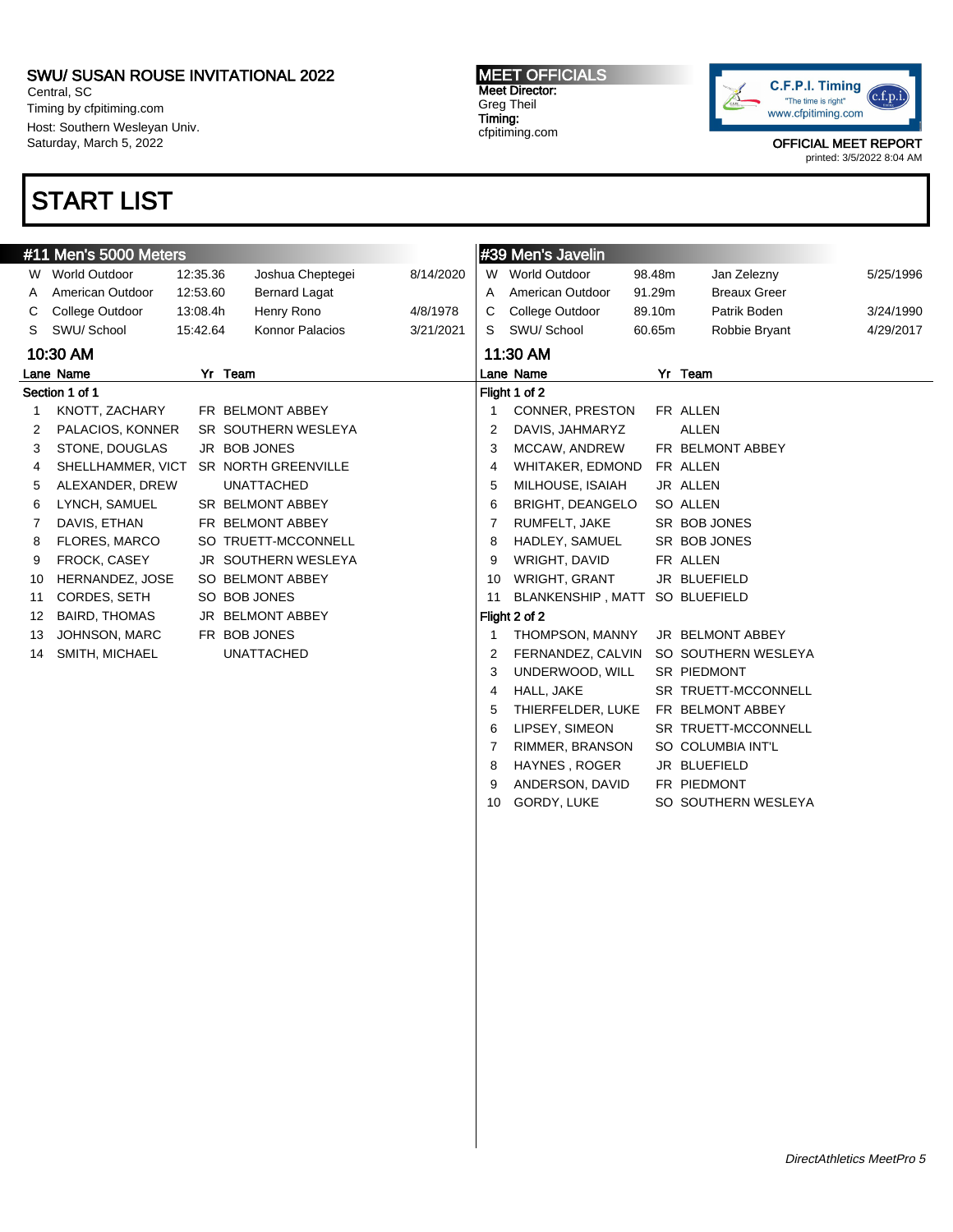SWU/ SUSAN ROUSE INVITATIONAL 2022
Central, SC
Timing by cfpitiming.com
Host: Southern Wesleyan Univ.
Saturday, March 5, 2022

MEET OFFICIALS
Meet Director:
Greg Theil
Timing:
cfpitiming.com

C.F.P.I. Timing "The time is right" www.cfpitiming.com

OFFICIAL MEET REPORT
printed: 3/5/2022 8:04 AM

# START LIST

## #11 Men's 5000 Meters

| | | | | |
|---|---|---|---|---|
| W | World Outdoor | 12:35.36 | Joshua Cheptegei | 8/14/2020 |
| A | American Outdoor | 12:53.60 | Bernard Lagat | |
| C | College Outdoor | 13:08.4h | Henry Rono | 4/8/1978 |
| S | SWU/ School | 15:42.64 | Konnor Palacios | 3/21/2021 |

**10:30 AM**

**Section 1 of 1**

| Lane | Name | Yr | Team |
|---|---|---|---|
| 1 | KNOTT, ZACHARY | FR | BELMONT ABBEY |
| 2 | PALACIOS, KONNER | SR | SOUTHERN WESLEYA |
| 3 | STONE, DOUGLAS | JR | BOB JONES |
| 4 | SHELLHAMMER, VICT | SR | NORTH GREENVILLE |
| 5 | ALEXANDER, DREW | | UNATTACHED |
| 6 | LYNCH, SAMUEL | SR | BELMONT ABBEY |
| 7 | DAVIS, ETHAN | FR | BELMONT ABBEY |
| 8 | FLORES, MARCO | SO | TRUETT-MCCONNELL |
| 9 | FROCK, CASEY | JR | SOUTHERN WESLEYA |
| 10 | HERNANDEZ, JOSE | SO | BELMONT ABBEY |
| 11 | CORDES, SETH | SO | BOB JONES |
| 12 | BAIRD, THOMAS | JR | BELMONT ABBEY |
| 13 | JOHNSON, MARC | FR | BOB JONES |
| 14 | SMITH, MICHAEL | | UNATTACHED |

## #39 Men's Javelin

| | | | | |
|---|---|---|---|---|
| W | World Outdoor | 98.48m | Jan Zelezny | 5/25/1996 |
| A | American Outdoor | 91.29m | Breaux Greer | |
| C | College Outdoor | 89.10m | Patrik Boden | 3/24/1990 |
| S | SWU/ School | 60.65m | Robbie Bryant | 4/29/2017 |

**11:30 AM**

**Flight 1 of 2**

| Lane | Name | Yr | Team |
|---|---|---|---|
| 1 | CONNER, PRESTON | FR | ALLEN |
| 2 | DAVIS, JAHMARYZ | | ALLEN |
| 3 | MCCAW, ANDREW | FR | BELMONT ABBEY |
| 4 | WHITAKER, EDMOND | FR | ALLEN |
| 5 | MILHOUSE, ISAIAH | JR | ALLEN |
| 6 | BRIGHT, DEANGELO | SO | ALLEN |
| 7 | RUMFELT, JAKE | SR | BOB JONES |
| 8 | HADLEY, SAMUEL | SR | BOB JONES |
| 9 | WRIGHT, DAVID | FR | ALLEN |
| 10 | WRIGHT, GRANT | JR | BLUEFIELD |
| 11 | BLANKENSHIP , MATT | SO | BLUEFIELD |

**Flight 2 of 2**

| Lane | Name | Yr | Team |
|---|---|---|---|
| 1 | THOMPSON, MANNY | JR | BELMONT ABBEY |
| 2 | FERNANDEZ, CALVIN | SO | SOUTHERN WESLEYA |
| 3 | UNDERWOOD, WILL | SR | PIEDMONT |
| 4 | HALL, JAKE | SR | TRUETT-MCCONNELL |
| 5 | THIERFELDER, LUKE | FR | BELMONT ABBEY |
| 6 | LIPSEY, SIMEON | SR | TRUETT-MCCONNELL |
| 7 | RIMMER, BRANSON | SO | COLUMBIA INT'L |
| 8 | HAYNES , ROGER | JR | BLUEFIELD |
| 9 | ANDERSON, DAVID | FR | PIEDMONT |
| 10 | GORDY, LUKE | SO | SOUTHERN WESLEYA |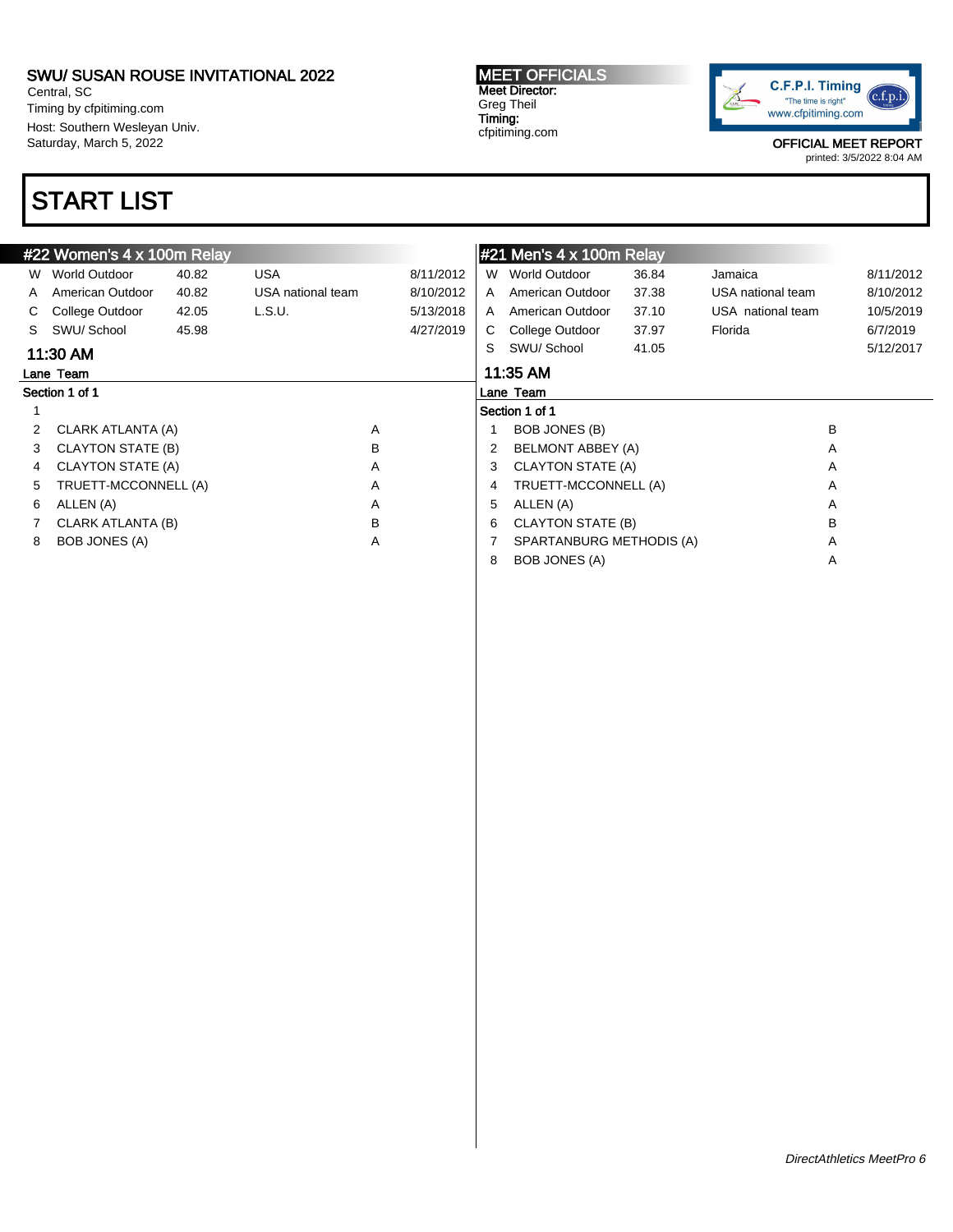SWU/ SUSAN ROUSE INVITATIONAL 2022
Central, SC
Timing by cfpitiming.com
Host: Southern Wesleyan Univ.
Saturday, March 5, 2022

**MEET OFFICIALS**
Meet Director:
Greg Theil
Timing:
cfpitiming.com

OFFICIAL MEET REPORT
printed: 3/5/2022 8:04 AM

# START LIST

## #22 Women's 4 x 100m Relay

| | | | | |
|---|---|---|---|---|
| W | World Outdoor | 40.82 | USA | 8/11/2012 |
| A | American Outdoor | 40.82 | USA national team | 8/10/2012 |
| C | College Outdoor | 42.05 | L.S.U. | 5/13/2018 |
| S | SWU/ School | 45.98 | | 4/27/2019 |

### 11:30 AM

Section 1 of 1

| Lane | Team | |
|---|---|---|
| 1 | | |
| 2 | CLARK ATLANTA (A) | A |
| 3 | CLAYTON STATE (B) | B |
| 4 | CLAYTON STATE (A) | A |
| 5 | TRUETT-MCCONNELL (A) | A |
| 6 | ALLEN (A) | A |
| 7 | CLARK ATLANTA (B) | B |
| 8 | BOB JONES (A) | A |

## #21 Men's 4 x 100m Relay

| | | | | |
|---|---|---|---|---|
| W | World Outdoor | 36.84 | Jamaica | 8/11/2012 |
| A | American Outdoor | 37.38 | USA national team | 8/10/2012 |
| A | American Outdoor | 37.10 | USA national team | 10/5/2019 |
| C | College Outdoor | 37.97 | Florida | 6/7/2019 |
| S | SWU/ School | 41.05 | | 5/12/2017 |

### 11:35 AM

Section 1 of 1

| Lane | Team | |
|---|---|---|
| 1 | BOB JONES (B) | B |
| 2 | BELMONT ABBEY (A) | A |
| 3 | CLAYTON STATE (A) | A |
| 4 | TRUETT-MCCONNELL (A) | A |
| 5 | ALLEN (A) | A |
| 6 | CLAYTON STATE (B) | B |
| 7 | SPARTANBURG METHODIS (A) | A |
| 8 | BOB JONES (A) | A |

*DirectAthletics MeetPro 6*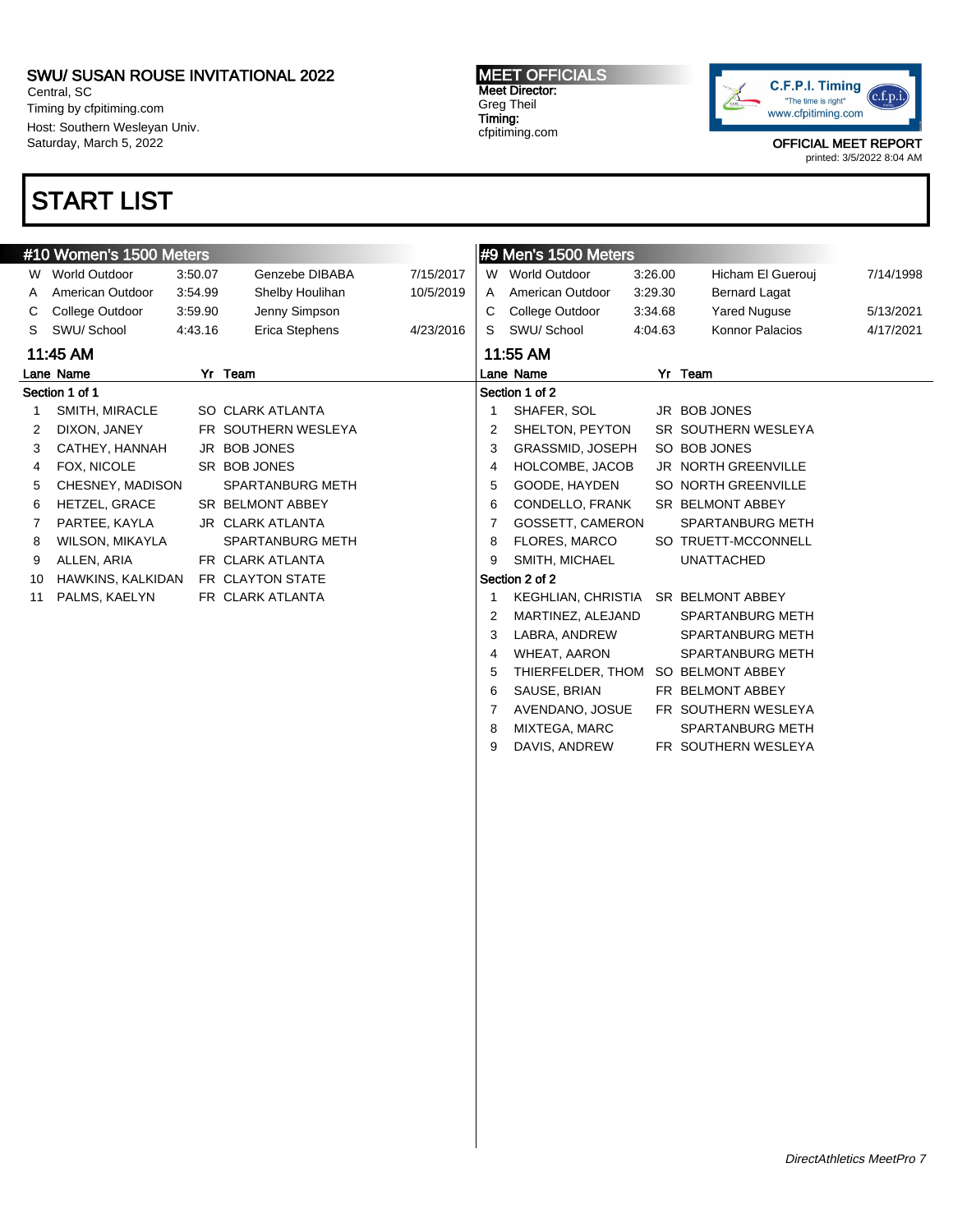SWU/ SUSAN ROUSE INVITATIONAL 2022
Central, SC
Timing by cfpitiming.com
Host: Southern Wesleyan Univ.
Saturday, March 5, 2022

**MEET OFFICIALS**
Meet Director:
Greg Theil
Timing:
cfpitiming.com

OFFICIAL MEET REPORT
printed: 3/5/2022 8:04 AM

# START LIST

## #10 Women's 1500 Meters

| | | | | |
|---|---|---|---|---|
| W | World Outdoor | 3:50.07 | Genzebe DIBABA | 7/15/2017 |
| A | American Outdoor | 3:54.99 | Shelby Houlihan | 10/5/2019 |
| C | College Outdoor | 3:59.90 | Jenny Simpson | |
| S | SWU/ School | 4:43.16 | Erica Stephens | 4/23/2016 |

### 11:45 AM

**Section 1 of 1**

| Lane | Name | Yr | Team |
|---|---|---|---|
| 1 | SMITH, MIRACLE | SO | CLARK ATLANTA |
| 2 | DIXON, JANEY | FR | SOUTHERN WESLEYA |
| 3 | CATHEY, HANNAH | JR | BOB JONES |
| 4 | FOX, NICOLE | SR | BOB JONES |
| 5 | CHESNEY, MADISON | | SPARTANBURG METH |
| 6 | HETZEL, GRACE | SR | BELMONT ABBEY |
| 7 | PARTEE, KAYLA | JR | CLARK ATLANTA |
| 8 | WILSON, MIKAYLA | | SPARTANBURG METH |
| 9 | ALLEN, ARIA | FR | CLARK ATLANTA |
| 10 | HAWKINS, KALKIDAN | FR | CLAYTON STATE |
| 11 | PALMS, KAELYN | FR | CLARK ATLANTA |

## #9 Men's 1500 Meters

| | | | | |
|---|---|---|---|---|
| W | World Outdoor | 3:26.00 | Hicham El Guerouj | 7/14/1998 |
| A | American Outdoor | 3:29.30 | Bernard Lagat | |
| C | College Outdoor | 3:34.68 | Yared Nuguse | 5/13/2021 |
| S | SWU/ School | 4:04.63 | Konnor Palacios | 4/17/2021 |

### 11:55 AM

**Section 1 of 2**

| Lane | Name | Yr | Team |
|---|---|---|---|
| 1 | SHAFER, SOL | JR | BOB JONES |
| 2 | SHELTON, PEYTON | SR | SOUTHERN WESLEYA |
| 3 | GRASSMID, JOSEPH | SO | BOB JONES |
| 4 | HOLCOMBE, JACOB | JR | NORTH GREENVILLE |
| 5 | GOODE, HAYDEN | SO | NORTH GREENVILLE |
| 6 | CONDELLO, FRANK | SR | BELMONT ABBEY |
| 7 | GOSSETT, CAMERON | | SPARTANBURG METH |
| 8 | FLORES, MARCO | SO | TRUETT-MCCONNELL |
| 9 | SMITH, MICHAEL | | UNATTACHED |

**Section 2 of 2**

| Lane | Name | Yr | Team |
|---|---|---|---|
| 1 | KEGHLIAN, CHRISTIA | SR | BELMONT ABBEY |
| 2 | MARTINEZ, ALEJAND | | SPARTANBURG METH |
| 3 | LABRA, ANDREW | | SPARTANBURG METH |
| 4 | WHEAT, AARON | | SPARTANBURG METH |
| 5 | THIERFELDER, THOM | SO | BELMONT ABBEY |
| 6 | SAUSE, BRIAN | FR | BELMONT ABBEY |
| 7 | AVENDANO, JOSUE | FR | SOUTHERN WESLEYA |
| 8 | MIXTEGA, MARC | | SPARTANBURG METH |
| 9 | DAVIS, ANDREW | FR | SOUTHERN WESLEYA |

*DirectAthletics MeetPro 7*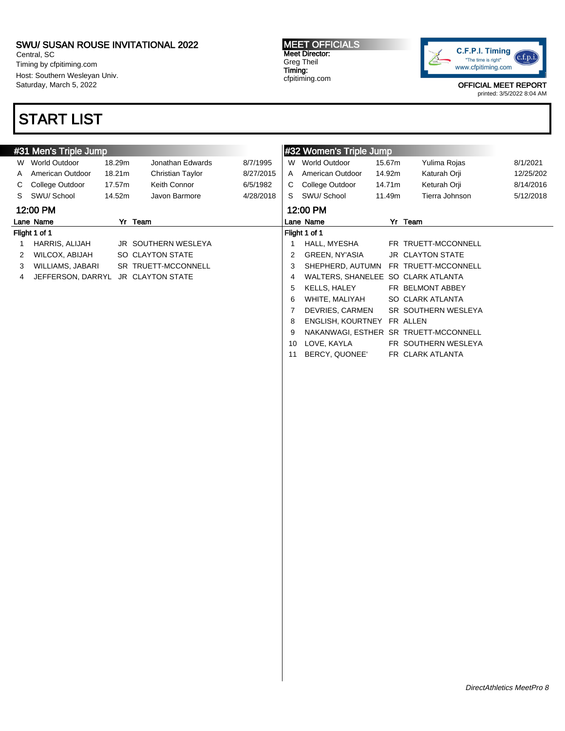SWU/ SUSAN ROUSE INVITATIONAL 2022
Central, SC
Timing by cfpitiming.com
Host: Southern Wesleyan Univ.
Saturday, March 5, 2022

**MEET OFFICIALS**
Meet Director:
Greg Theil
Timing:
cfpitiming.com

C.F.P.I. Timing
"The time is right"
www.cfpitiming.com

OFFICIAL MEET REPORT
printed: 3/5/2022 8:04 AM

# START LIST

## #31 Men's Triple Jump

| | | | | |
|---|---|---|---|---|
| W | World Outdoor | 18.29m | Jonathan Edwards | 8/7/1995 |
| A | American Outdoor | 18.21m | Christian Taylor | 8/27/2015 |
| C | College Outdoor | 17.57m | Keith Connor | 6/5/1982 |
| S | SWU/ School | 14.52m | Javon Barmore | 4/28/2018 |

### 12:00 PM

Flight 1 of 1

| Lane | Name | Yr | Team |
|---|---|---|---|
| 1 | HARRIS, ALIJAH | JR | SOUTHERN WESLEYA |
| 2 | WILCOX, ABIJAH | SO | CLAYTON STATE |
| 3 | WILLIAMS, JABARI | SR | TRUETT-MCCONNELL |
| 4 | JEFFERSON, DARRYL | JR | CLAYTON STATE |

## #32 Women's Triple Jump

| | | | | |
|---|---|---|---|---|
| W | World Outdoor | 15.67m | Yulima Rojas | 8/1/2021 |
| A | American Outdoor | 14.92m | Katurah Orji | 12/25/202 |
| C | College Outdoor | 14.71m | Keturah Orji | 8/14/2016 |
| S | SWU/ School | 11.49m | Tierra Johnson | 5/12/2018 |

### 12:00 PM

Flight 1 of 1

| Lane | Name | Yr | Team |
|---|---|---|---|
| 1 | HALL, MYESHA | FR | TRUETT-MCCONNELL |
| 2 | GREEN, NY'ASIA | JR | CLAYTON STATE |
| 3 | SHEPHERD, AUTUMN | FR | TRUETT-MCCONNELL |
| 4 | WALTERS, SHANELEE | SO | CLARK ATLANTA |
| 5 | KELLS, HALEY | FR | BELMONT ABBEY |
| 6 | WHITE, MALIYAH | SO | CLARK ATLANTA |
| 7 | DEVRIES, CARMEN | SR | SOUTHERN WESLEYA |
| 8 | ENGLISH, KOURTNEY | FR | ALLEN |
| 9 | NAKANWAGI, ESTHER | SR | TRUETT-MCCONNELL |
| 10 | LOVE, KAYLA | FR | SOUTHERN WESLEYA |
| 11 | BERCY, QUONEE' | FR | CLARK ATLANTA |

*DirectAthletics MeetPro 8*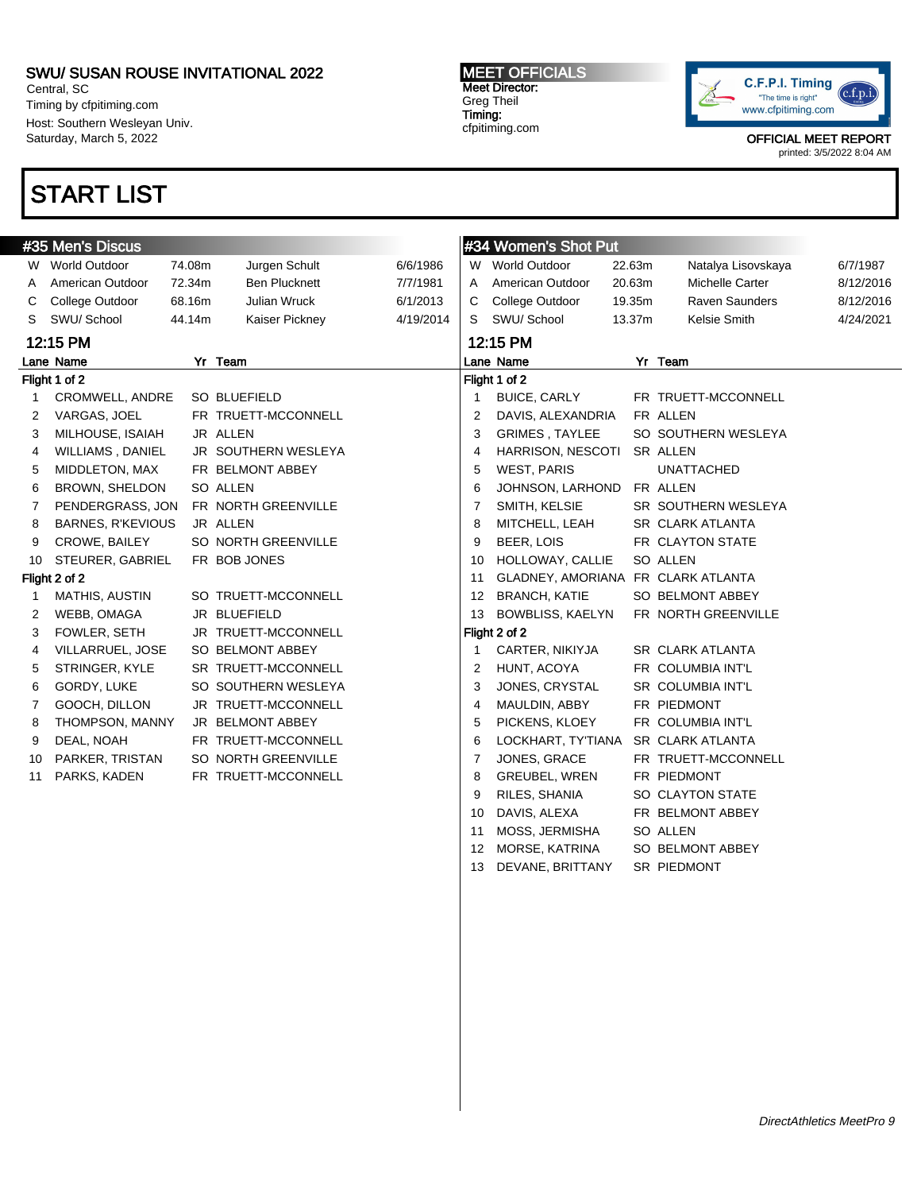SWU/ SUSAN ROUSE INVITATIONAL 2022
Central, SC
Timing by cfpitiming.com
Host: Southern Wesleyan Univ.
Saturday, March 5, 2022

**MEET OFFICIALS**
**Meet Director:**
Greg Theil
**Timing:**
cfpitiming.com

OFFICIAL MEET REPORT
printed: 3/5/2022 8:04 AM

# START LIST

## #35 Men's Discus

| | | | | |
|---|---|---|---|---|
| W | World Outdoor | 74.08m | Jurgen Schult | 6/6/1986 |
| A | American Outdoor | 72.34m | Ben Plucknett | 7/7/1981 |
| C | College Outdoor | 68.16m | Julian Wruck | 6/1/2013 |
| S | SWU/ School | 44.14m | Kaiser Pickney | 4/19/2014 |

### 12:15 PM

**Flight 1 of 2**

| Lane | Name | Yr | Team |
|---|---|---|---|
| 1 | CROMWELL, ANDRE | SO | BLUEFIELD |
| 2 | VARGAS, JOEL | FR | TRUETT-MCCONNELL |
| 3 | MILHOUSE, ISAIAH | JR | ALLEN |
| 4 | WILLIAMS , DANIEL | JR | SOUTHERN WESLEYA |
| 5 | MIDDLETON, MAX | FR | BELMONT ABBEY |
| 6 | BROWN, SHELDON | SO | ALLEN |
| 7 | PENDERGRASS, JON | FR | NORTH GREENVILLE |
| 8 | BARNES, R'KEVIOUS | JR | ALLEN |
| 9 | CROWE, BAILEY | SO | NORTH GREENVILLE |
| 10 | STEURER, GABRIEL | FR | BOB JONES |

**Flight 2 of 2**

| Lane | Name | Yr | Team |
|---|---|---|---|
| 1 | MATHIS, AUSTIN | SO | TRUETT-MCCONNELL |
| 2 | WEBB, OMAGA | JR | BLUEFIELD |
| 3 | FOWLER, SETH | JR | TRUETT-MCCONNELL |
| 4 | VILLARRUEL, JOSE | SO | BELMONT ABBEY |
| 5 | STRINGER, KYLE | SR | TRUETT-MCCONNELL |
| 6 | GORDY, LUKE | SO | SOUTHERN WESLEYA |
| 7 | GOOCH, DILLON | JR | TRUETT-MCCONNELL |
| 8 | THOMPSON, MANNY | JR | BELMONT ABBEY |
| 9 | DEAL, NOAH | FR | TRUETT-MCCONNELL |
| 10 | PARKER, TRISTAN | SO | NORTH GREENVILLE |
| 11 | PARKS, KADEN | FR | TRUETT-MCCONNELL |

## #34 Women's Shot Put

| | | | | |
|---|---|---|---|---|
| W | World Outdoor | 22.63m | Natalya Lisovskaya | 6/7/1987 |
| A | American Outdoor | 20.63m | Michelle Carter | 8/12/2016 |
| C | College Outdoor | 19.35m | Raven Saunders | 8/12/2016 |
| S | SWU/ School | 13.37m | Kelsie Smith | 4/24/2021 |

### 12:15 PM

**Flight 1 of 2**

| Lane | Name | Yr | Team |
|---|---|---|---|
| 1 | BUICE, CARLY | FR | TRUETT-MCCONNELL |
| 2 | DAVIS, ALEXANDRIA | FR | ALLEN |
| 3 | GRIMES , TAYLEE | SO | SOUTHERN WESLEYA |
| 4 | HARRISON, NESCOTI | SR | ALLEN |
| 5 | WEST, PARIS | | UNATTACHED |
| 6 | JOHNSON, LARHOND | FR | ALLEN |
| 7 | SMITH, KELSIE | SR | SOUTHERN WESLEYA |
| 8 | MITCHELL, LEAH | SR | CLARK ATLANTA |
| 9 | BEER, LOIS | FR | CLAYTON STATE |
| 10 | HOLLOWAY, CALLIE | SO | ALLEN |
| 11 | GLADNEY, AMORIANA | FR | CLARK ATLANTA |
| 12 | BRANCH, KATIE | SO | BELMONT ABBEY |
| 13 | BOWBLISS, KAELYN | FR | NORTH GREENVILLE |

**Flight 2 of 2**

| Lane | Name | Yr | Team |
|---|---|---|---|
| 1 | CARTER, NIKIYJA | SR | CLARK ATLANTA |
| 2 | HUNT, ACOYA | FR | COLUMBIA INT'L |
| 3 | JONES, CRYSTAL | SR | COLUMBIA INT'L |
| 4 | MAULDIN, ABBY | FR | PIEDMONT |
| 5 | PICKENS, KLOEY | FR | COLUMBIA INT'L |
| 6 | LOCKHART, TY'TIANA | SR | CLARK ATLANTA |
| 7 | JONES, GRACE | FR | TRUETT-MCCONNELL |
| 8 | GREUBEL, WREN | FR | PIEDMONT |
| 9 | RILES, SHANIA | SO | CLAYTON STATE |
| 10 | DAVIS, ALEXA | FR | BELMONT ABBEY |
| 11 | MOSS, JERMISHA | SO | ALLEN |
| 12 | MORSE, KATRINA | SO | BELMONT ABBEY |
| 13 | DEVANE, BRITTANY | SR | PIEDMONT |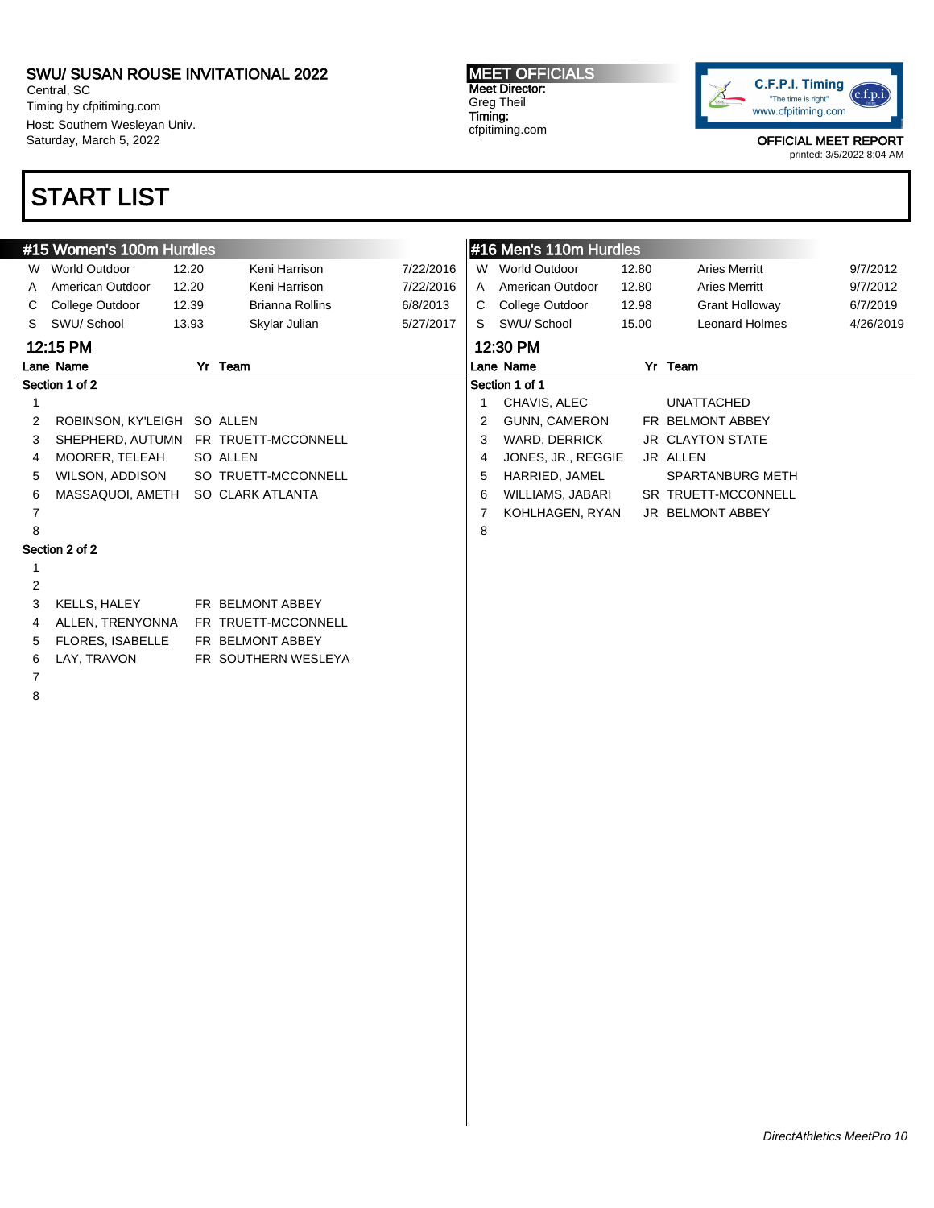SWU/ SUSAN ROUSE INVITATIONAL 2022
Central, SC
Timing by cfpitiming.com
Host: Southern Wesleyan Univ.
Saturday, March 5, 2022

**MEET OFFICIALS**
**Meet Director:**
Greg Theil
**Timing:**
cfpitiming.com

OFFICIAL MEET REPORT
printed: 3/5/2022 8:04 AM

# START LIST

## #15 Women's 100m Hurdles

| | | | | |
|---|---|---|---|---|
| W | World Outdoor | 12.20 | Keni Harrison | 7/22/2016 |
| A | American Outdoor | 12.20 | Keni Harrison | 7/22/2016 |
| C | College Outdoor | 12.39 | Brianna Rollins | 6/8/2013 |
| S | SWU/ School | 13.93 | Skylar Julian | 5/27/2017 |

**12:15 PM**

**Section 1 of 2**

| Lane | Name | Yr | Team |
|---|---|---|---|
| 1 | | | |
| 2 | ROBINSON, KY'LEIGH | SO | ALLEN |
| 3 | SHEPHERD, AUTUMN | FR | TRUETT-MCCONNELL |
| 4 | MOORER, TELEAH | SO | ALLEN |
| 5 | WILSON, ADDISON | SO | TRUETT-MCCONNELL |
| 6 | MASSAQUOI, AMETH | SO | CLARK ATLANTA |
| 7 | | | |
| 8 | | | |

**Section 2 of 2**

| Lane | Name | Yr | Team |
|---|---|---|---|
| 1 | | | |
| 2 | | | |
| 3 | KELLS, HALEY | FR | BELMONT ABBEY |
| 4 | ALLEN, TRENYONNA | FR | TRUETT-MCCONNELL |
| 5 | FLORES, ISABELLE | FR | BELMONT ABBEY |
| 6 | LAY, TRAVON | FR | SOUTHERN WESLEYA |
| 7 | | | |
| 8 | | | |

## #16 Men's 110m Hurdles

| | | | | |
|---|---|---|---|---|
| W | World Outdoor | 12.80 | Aries Merritt | 9/7/2012 |
| A | American Outdoor | 12.80 | Aries Merritt | 9/7/2012 |
| C | College Outdoor | 12.98 | Grant Holloway | 6/7/2019 |
| S | SWU/ School | 15.00 | Leonard Holmes | 4/26/2019 |

**12:30 PM**

**Section 1 of 1**

| Lane | Name | Yr | Team |
|---|---|---|---|
| 1 | CHAVIS, ALEC | | UNATTACHED |
| 2 | GUNN, CAMERON | FR | BELMONT ABBEY |
| 3 | WARD, DERRICK | JR | CLAYTON STATE |
| 4 | JONES, JR., REGGIE | JR | ALLEN |
| 5 | HARRIED, JAMEL | | SPARTANBURG METH |
| 6 | WILLIAMS, JABARI | SR | TRUETT-MCCONNELL |
| 7 | KOHLHAGEN, RYAN | JR | BELMONT ABBEY |
| 8 | | | |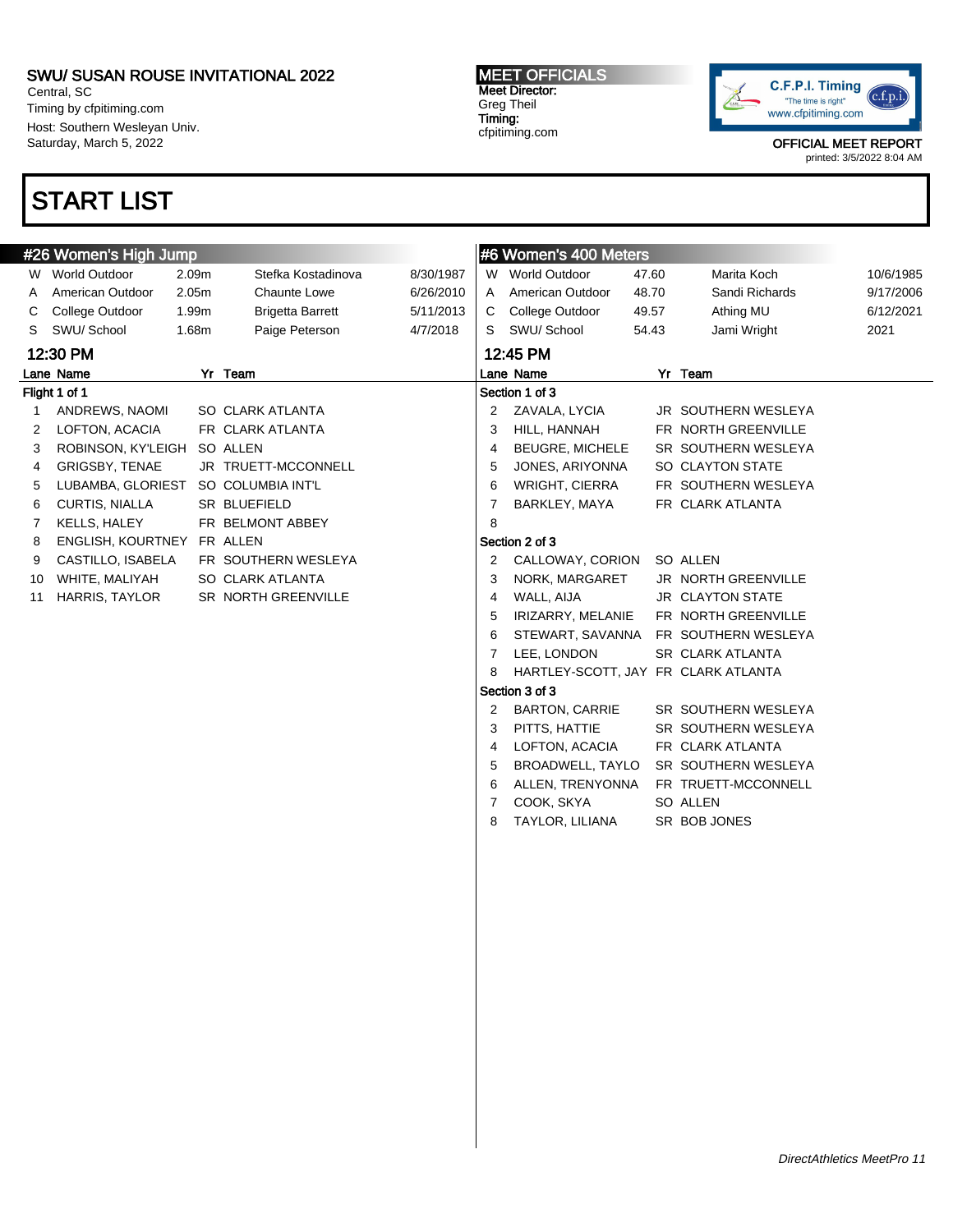SWU/ SUSAN ROUSE INVITATIONAL 2022
Central, SC
Timing by cfpitiming.com
Host: Southern Wesleyan Univ.
Saturday, March 5, 2022

**MEET OFFICIALS**
Meet Director:
Greg Theil
Timing:
cfpitiming.com

OFFICIAL MEET REPORT
printed: 3/5/2022 8:04 AM

# START LIST

## #26 Women's High Jump

| | | | | |
|---|---|---|---|---|
| W | World Outdoor | 2.09m | Stefka Kostadinova | 8/30/1987 |
| A | American Outdoor | 2.05m | Chaunte Lowe | 6/26/2010 |
| C | College Outdoor | 1.99m | Brigetta Barrett | 5/11/2013 |
| S | SWU/ School | 1.68m | Paige Peterson | 4/7/2018 |

### 12:30 PM

**Flight 1 of 1**

| Lane | Name | Yr | Team |
|---|---|---|---|
| 1 | ANDREWS, NAOMI | SO | CLARK ATLANTA |
| 2 | LOFTON, ACACIA | FR | CLARK ATLANTA |
| 3 | ROBINSON, KY'LEIGH | SO | ALLEN |
| 4 | GRIGSBY, TENAE | JR | TRUETT-MCCONNELL |
| 5 | LUBAMBA, GLORIEST | SO | COLUMBIA INT'L |
| 6 | CURTIS, NIALLA | SR | BLUEFIELD |
| 7 | KELLS, HALEY | FR | BELMONT ABBEY |
| 8 | ENGLISH, KOURTNEY | FR | ALLEN |
| 9 | CASTILLO, ISABELA | FR | SOUTHERN WESLEYA |
| 10 | WHITE, MALIYAH | SO | CLARK ATLANTA |
| 11 | HARRIS, TAYLOR | SR | NORTH GREENVILLE |

## #6 Women's 400 Meters

| | | | | |
|---|---|---|---|---|
| W | World Outdoor | 47.60 | Marita Koch | 10/6/1985 |
| A | American Outdoor | 48.70 | Sandi Richards | 9/17/2006 |
| C | College Outdoor | 49.57 | Athing MU | 6/12/2021 |
| S | SWU/ School | 54.43 | Jami Wright | 2021 |

### 12:45 PM

**Section 1 of 3**

| Lane | Name | Yr | Team |
|---|---|---|---|
| 2 | ZAVALA, LYCIA | JR | SOUTHERN WESLEYA |
| 3 | HILL, HANNAH | FR | NORTH GREENVILLE |
| 4 | BEUGRE, MICHELE | SR | SOUTHERN WESLEYA |
| 5 | JONES, ARIYONNA | SO | CLAYTON STATE |
| 6 | WRIGHT, CIERRA | FR | SOUTHERN WESLEYA |
| 7 | BARKLEY, MAYA | FR | CLARK ATLANTA |
| 8 | | | |

**Section 2 of 3**

| Lane | Name | Yr | Team |
|---|---|---|---|
| 2 | CALLOWAY, CORION | SO | ALLEN |
| 3 | NORK, MARGARET | JR | NORTH GREENVILLE |
| 4 | WALL, AIJA | JR | CLAYTON STATE |
| 5 | IRIZARRY, MELANIE | FR | NORTH GREENVILLE |
| 6 | STEWART, SAVANNA | FR | SOUTHERN WESLEYA |
| 7 | LEE, LONDON | SR | CLARK ATLANTA |
| 8 | HARTLEY-SCOTT, JAY | FR | CLARK ATLANTA |

**Section 3 of 3**

| Lane | Name | Yr | Team |
|---|---|---|---|
| 2 | BARTON, CARRIE | SR | SOUTHERN WESLEYA |
| 3 | PITTS, HATTIE | SR | SOUTHERN WESLEYA |
| 4 | LOFTON, ACACIA | FR | CLARK ATLANTA |
| 5 | BROADWELL, TAYLO | SR | SOUTHERN WESLEYA |
| 6 | ALLEN, TRENYONNA | FR | TRUETT-MCCONNELL |
| 7 | COOK, SKYA | SO | ALLEN |
| 8 | TAYLOR, LILIANA | SR | BOB JONES |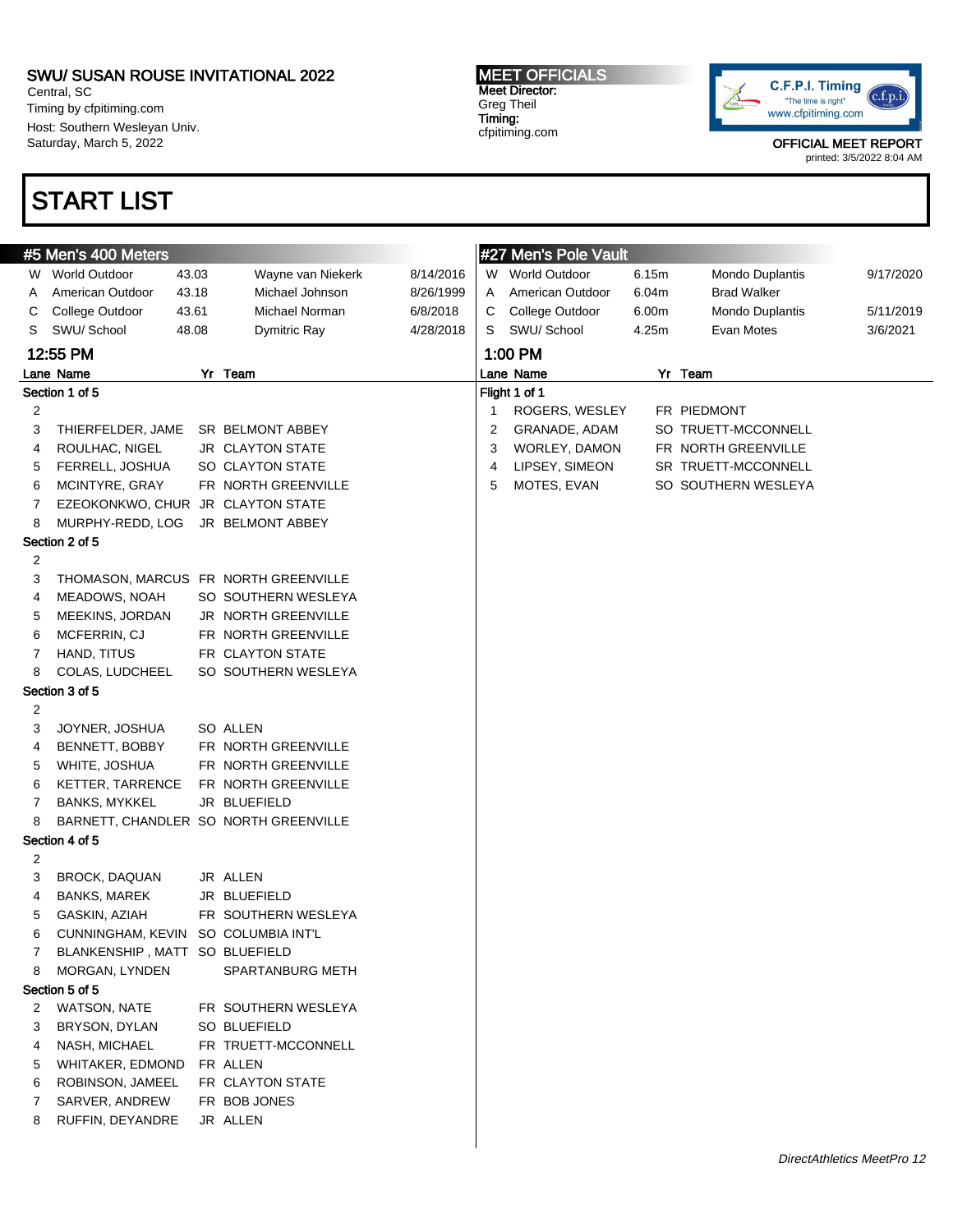SWU/ SUSAN ROUSE INVITATIONAL 2022
Central, SC
Timing by cfpitiming.com
Host: Southern Wesleyan Univ.
Saturday, March 5, 2022

MEET OFFICIALS
Meet Director:
Greg Theil
Timing:
cfpitiming.com

OFFICIAL MEET REPORT
printed: 3/5/2022 8:04 AM

# START LIST

## #5 Men's 400 Meters

| | | | | |
|---|---|---|---|---|
| W | World Outdoor | 43.03 | Wayne van Niekerk | 8/14/2016 |
| A | American Outdoor | 43.18 | Michael Johnson | 8/26/1999 |
| C | College Outdoor | 43.61 | Michael Norman | 6/8/2018 |
| S | SWU/ School | 48.08 | Dymitric Ray | 4/28/2018 |

### 12:55 PM

| Lane | Name | Yr | Team |
|---|---|---|---|
| **Section 1 of 5** | | | |
| 2 | | | |
| 3 | THIERFELDER, JAME | SR | BELMONT ABBEY |
| 4 | ROULHAC, NIGEL | JR | CLAYTON STATE |
| 5 | FERRELL, JOSHUA | SO | CLAYTON STATE |
| 6 | MCINTYRE, GRAY | FR | NORTH GREENVILLE |
| 7 | EZEOKONKWO, CHUR | JR | CLAYTON STATE |
| 8 | MURPHY-REDD, LOG | JR | BELMONT ABBEY |
| **Section 2 of 5** | | | |
| 2 | | | |
| 3 | THOMASON, MARCUS | FR | NORTH GREENVILLE |
| 4 | MEADOWS, NOAH | SO | SOUTHERN WESLEYA |
| 5 | MEEKINS, JORDAN | JR | NORTH GREENVILLE |
| 6 | MCFERRIN, CJ | FR | NORTH GREENVILLE |
| 7 | HAND, TITUS | FR | CLAYTON STATE |
| 8 | COLAS, LUDCHEEL | SO | SOUTHERN WESLEYA |
| **Section 3 of 5** | | | |
| 2 | | | |
| 3 | JOYNER, JOSHUA | SO | ALLEN |
| 4 | BENNETT, BOBBY | FR | NORTH GREENVILLE |
| 5 | WHITE, JOSHUA | FR | NORTH GREENVILLE |
| 6 | KETTER, TARRENCE | FR | NORTH GREENVILLE |
| 7 | BANKS, MYKKEL | JR | BLUEFIELD |
| 8 | BARNETT, CHANDLER | SO | NORTH GREENVILLE |
| **Section 4 of 5** | | | |
| 2 | | | |
| 3 | BROCK, DAQUAN | JR | ALLEN |
| 4 | BANKS, MAREK | JR | BLUEFIELD |
| 5 | GASKIN, AZIAH | FR | SOUTHERN WESLEYA |
| 6 | CUNNINGHAM, KEVIN | SO | COLUMBIA INT'L |
| 7 | BLANKENSHIP , MATT | SO | BLUEFIELD |
| 8 | MORGAN, LYNDEN | | SPARTANBURG METH |
| **Section 5 of 5** | | | |
| 2 | WATSON, NATE | FR | SOUTHERN WESLEYA |
| 3 | BRYSON, DYLAN | SO | BLUEFIELD |
| 4 | NASH, MICHAEL | FR | TRUETT-MCCONNELL |
| 5 | WHITAKER, EDMOND | FR | ALLEN |
| 6 | ROBINSON, JAMEEL | FR | CLAYTON STATE |
| 7 | SARVER, ANDREW | FR | BOB JONES |
| 8 | RUFFIN, DEYANDRE | JR | ALLEN |

## #27 Men's Pole Vault

| | | | | |
|---|---|---|---|---|
| W | World Outdoor | 6.15m | Mondo Duplantis | 9/17/2020 |
| A | American Outdoor | 6.04m | Brad Walker | |
| C | College Outdoor | 6.00m | Mondo Duplantis | 5/11/2019 |
| S | SWU/ School | 4.25m | Evan Motes | 3/6/2021 |

### 1:00 PM

| Lane | Name | Yr | Team |
|---|---|---|---|
| **Flight 1 of 1** | | | |
| 1 | ROGERS, WESLEY | FR | PIEDMONT |
| 2 | GRANADE, ADAM | SO | TRUETT-MCCONNELL |
| 3 | WORLEY, DAMON | FR | NORTH GREENVILLE |
| 4 | LIPSEY, SIMEON | SR | TRUETT-MCCONNELL |
| 5 | MOTES, EVAN | SO | SOUTHERN WESLEYA |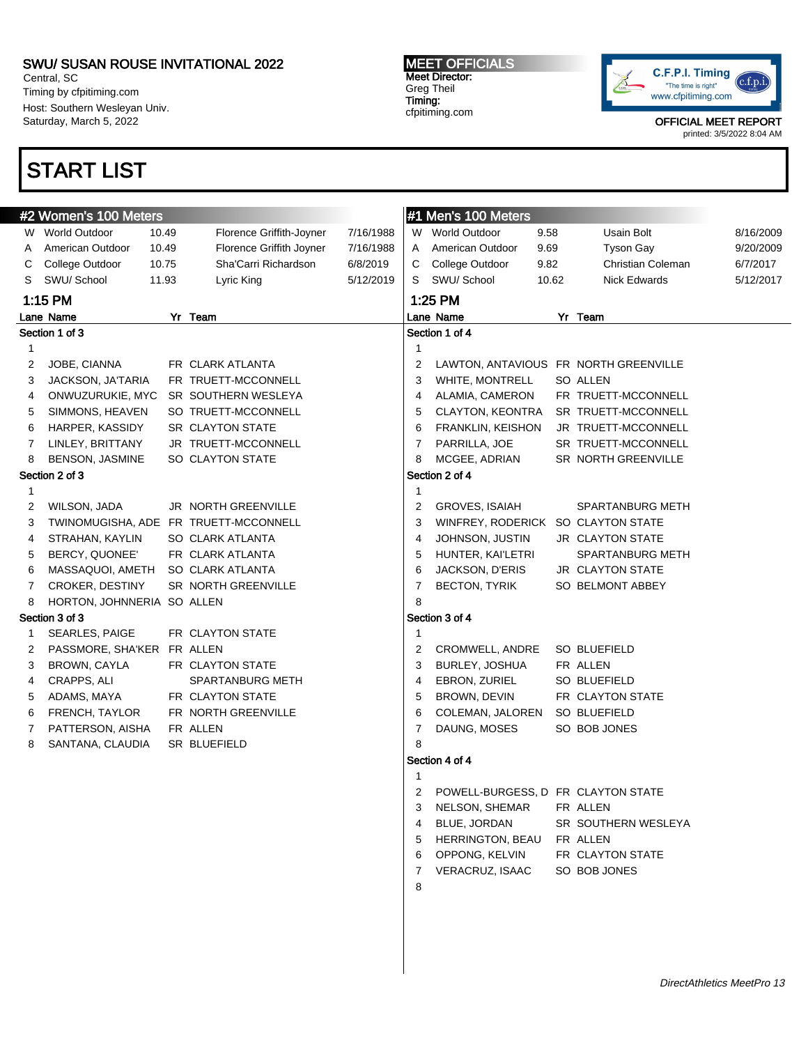# SWU/ SUSAN ROUSE INVITATIONAL 2022

Central, SC
Timing by cfpitiming.com
Host: Southern Wesleyan Univ.
Saturday, March 5, 2022

**MEET OFFICIALS**
Meet Director:
Greg Theil
Timing:
cfpitiming.com

OFFICIAL MEET REPORT
printed: 3/5/2022 8:04 AM

# START LIST

## #2 Women's 100 Meters

| | | | | |
|---|---|---|---|---|
| W | World Outdoor | 10.49 | Florence Griffith-Joyner | 7/16/1988 |
| A | American Outdoor | 10.49 | Florence Griffith Joyner | 7/16/1988 |
| C | College Outdoor | 10.75 | Sha'Carri Richardson | 6/8/2019 |
| S | SWU/ School | 11.93 | Lyric King | 5/12/2019 |

**1:15 PM**

**Section 1 of 3**

| Lane | Name | Yr | Team |
|---|---|---|---|
| 1 | | | |
| 2 | JOBE, CIANNA | FR | CLARK ATLANTA |
| 3 | JACKSON, JA'TARIA | FR | TRUETT-MCCONNELL |
| 4 | ONWUZURUKIE, MYC | SR | SOUTHERN WESLEYA |
| 5 | SIMMONS, HEAVEN | SO | TRUETT-MCCONNELL |
| 6 | HARPER, KASSIDY | SR | CLAYTON STATE |
| 7 | LINLEY, BRITTANY | JR | TRUETT-MCCONNELL |
| 8 | BENSON, JASMINE | SO | CLAYTON STATE |

**Section 2 of 3**

| Lane | Name | Yr | Team |
|---|---|---|---|
| 1 | | | |
| 2 | WILSON, JADA | JR | NORTH GREENVILLE |
| 3 | TWINOMUGISHA, ADE | FR | TRUETT-MCCONNELL |
| 4 | STRAHAN, KAYLIN | SO | CLARK ATLANTA |
| 5 | BERCY, QUONEE' | FR | CLARK ATLANTA |
| 6 | MASSAQUOI, AMETH | SO | CLARK ATLANTA |
| 7 | CROKER, DESTINY | SR | NORTH GREENVILLE |
| 8 | HORTON, JOHNNERIA | SO | ALLEN |

**Section 3 of 3**

| Lane | Name | Yr | Team |
|---|---|---|---|
| 1 | SEARLES, PAIGE | FR | CLAYTON STATE |
| 2 | PASSMORE, SHA'KER | FR | ALLEN |
| 3 | BROWN, CAYLA | FR | CLAYTON STATE |
| 4 | CRAPPS, ALI | | SPARTANBURG METH |
| 5 | ADAMS, MAYA | FR | CLAYTON STATE |
| 6 | FRENCH, TAYLOR | FR | NORTH GREENVILLE |
| 7 | PATTERSON, AISHA | FR | ALLEN |
| 8 | SANTANA, CLAUDIA | SR | BLUEFIELD |

## #1 Men's 100 Meters

| | | | | |
|---|---|---|---|---|
| W | World Outdoor | 9.58 | Usain Bolt | 8/16/2009 |
| A | American Outdoor | 9.69 | Tyson Gay | 9/20/2009 |
| C | College Outdoor | 9.82 | Christian Coleman | 6/7/2017 |
| S | SWU/ School | 10.62 | Nick Edwards | 5/12/2017 |

**1:25 PM**

**Section 1 of 4**

| Lane | Name | Yr | Team |
|---|---|---|---|
| 1 | | | |
| 2 | LAWTON, ANTAVIOUS | FR | NORTH GREENVILLE |
| 3 | WHITE, MONTRELL | SO | ALLEN |
| 4 | ALAMIA, CAMERON | FR | TRUETT-MCCONNELL |
| 5 | CLAYTON, KEONTRA | SR | TRUETT-MCCONNELL |
| 6 | FRANKLIN, KEISHON | JR | TRUETT-MCCONNELL |
| 7 | PARRILLA, JOE | SR | TRUETT-MCCONNELL |
| 8 | MCGEE, ADRIAN | SR | NORTH GREENVILLE |

**Section 2 of 4**

| Lane | Name | Yr | Team |
|---|---|---|---|
| 1 | | | |
| 2 | GROVES, ISAIAH | | SPARTANBURG METH |
| 3 | WINFREY, RODERICK | SO | CLAYTON STATE |
| 4 | JOHNSON, JUSTIN | JR | CLAYTON STATE |
| 5 | HUNTER, KAI'LETRI | | SPARTANBURG METH |
| 6 | JACKSON, D'ERIS | JR | CLAYTON STATE |
| 7 | BECTON, TYRIK | SO | BELMONT ABBEY |
| 8 | | | |

**Section 3 of 4**

| Lane | Name | Yr | Team |
|---|---|---|---|
| 1 | | | |
| 2 | CROMWELL, ANDRE | SO | BLUEFIELD |
| 3 | BURLEY, JOSHUA | FR | ALLEN |
| 4 | EBRON, ZURIEL | SO | BLUEFIELD |
| 5 | BROWN, DEVIN | FR | CLAYTON STATE |
| 6 | COLEMAN, JALOREN | SO | BLUEFIELD |
| 7 | DAUNG, MOSES | SO | BOB JONES |
| 8 | | | |

**Section 4 of 4**

| Lane | Name | Yr | Team |
|---|---|---|---|
| 1 | | | |
| 2 | POWELL-BURGESS, D | FR | CLAYTON STATE |
| 3 | NELSON, SHEMAR | FR | ALLEN |
| 4 | BLUE, JORDAN | SR | SOUTHERN WESLEYA |
| 5 | HERRINGTON, BEAU | FR | ALLEN |
| 6 | OPPONG, KELVIN | FR | CLAYTON STATE |
| 7 | VERACRUZ, ISAAC | SO | BOB JONES |
| 8 | | | |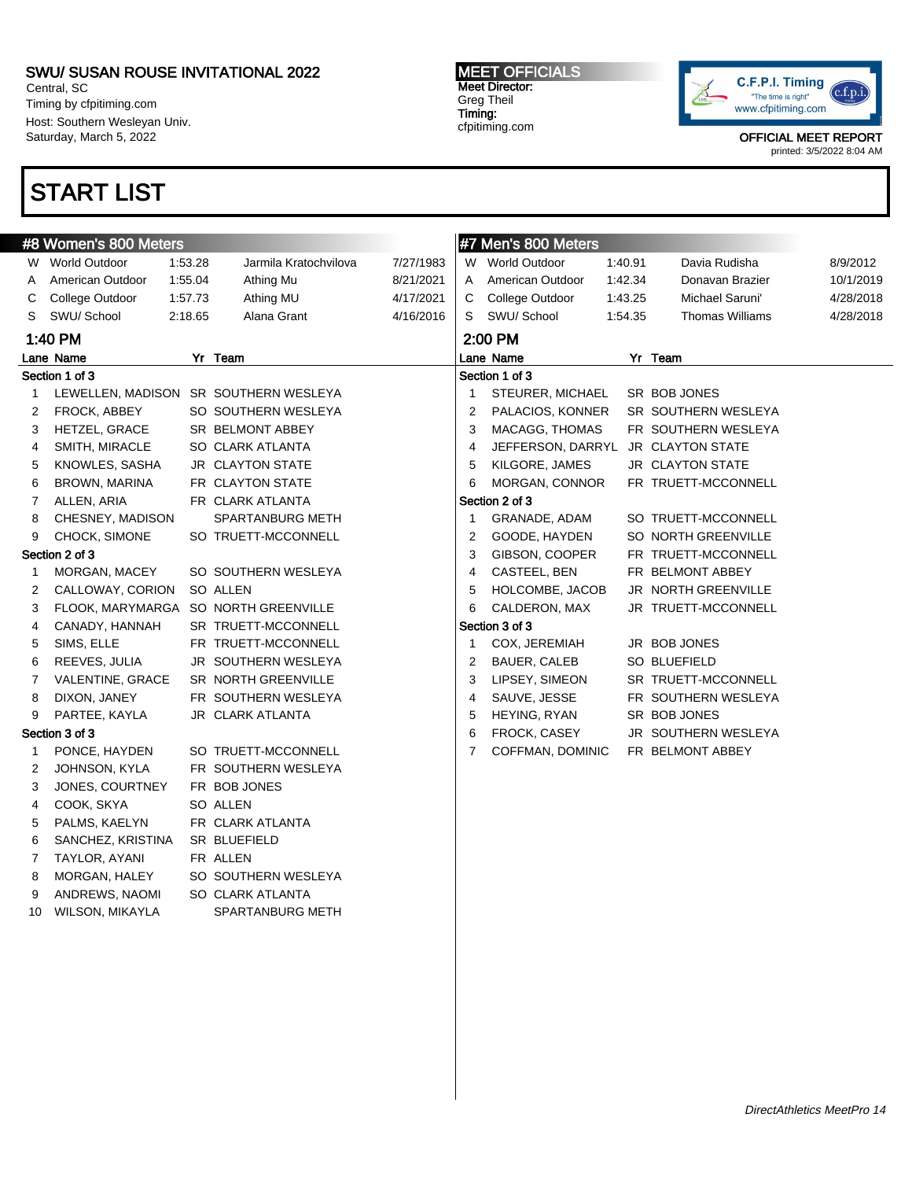SWU/ SUSAN ROUSE INVITATIONAL 2022
Central, SC
Timing by cfpitiming.com
Host: Southern Wesleyan Univ.
Saturday, March 5, 2022

MEET OFFICIALS
Meet Director:
Greg Theil
Timing:
cfpitiming.com

OFFICIAL MEET REPORT
printed: 3/5/2022 8:04 AM

# START LIST

## #8 Women's 800 Meters

| | | | | |
|---|---|---|---|---|
| W | World Outdoor | 1:53.28 | Jarmila Kratochvilova | 7/27/1983 |
| A | American Outdoor | 1:55.04 | Athing Mu | 8/21/2021 |
| C | College Outdoor | 1:57.73 | Athing MU | 4/17/2021 |
| S | SWU/ School | 2:18.65 | Alana Grant | 4/16/2016 |

### 1:40 PM

| Lane | Name | Yr | Team |
|---|---|---|---|
| **Section 1 of 3** | | | |
| 1 | LEWELLEN, MADISON | SR | SOUTHERN WESLEYA |
| 2 | FROCK, ABBEY | SO | SOUTHERN WESLEYA |
| 3 | HETZEL, GRACE | SR | BELMONT ABBEY |
| 4 | SMITH, MIRACLE | SO | CLARK ATLANTA |
| 5 | KNOWLES, SASHA | JR | CLAYTON STATE |
| 6 | BROWN, MARINA | FR | CLAYTON STATE |
| 7 | ALLEN, ARIA | FR | CLARK ATLANTA |
| 8 | CHESNEY, MADISON | | SPARTANBURG METH |
| 9 | CHOCK, SIMONE | SO | TRUETT-MCCONNELL |
| **Section 2 of 3** | | | |
| 1 | MORGAN, MACEY | SO | SOUTHERN WESLEYA |
| 2 | CALLOWAY, CORION | SO | ALLEN |
| 3 | FLOOK, MARYMARGA | SO | NORTH GREENVILLE |
| 4 | CANADY, HANNAH | SR | TRUETT-MCCONNELL |
| 5 | SIMS, ELLE | FR | TRUETT-MCCONNELL |
| 6 | REEVES, JULIA | JR | SOUTHERN WESLEYA |
| 7 | VALENTINE, GRACE | SR | NORTH GREENVILLE |
| 8 | DIXON, JANEY | FR | SOUTHERN WESLEYA |
| 9 | PARTEE, KAYLA | JR | CLARK ATLANTA |
| **Section 3 of 3** | | | |
| 1 | PONCE, HAYDEN | SO | TRUETT-MCCONNELL |
| 2 | JOHNSON, KYLA | FR | SOUTHERN WESLEYA |
| 3 | JONES, COURTNEY | FR | BOB JONES |
| 4 | COOK, SKYA | SO | ALLEN |
| 5 | PALMS, KAELYN | FR | CLARK ATLANTA |
| 6 | SANCHEZ, KRISTINA | SR | BLUEFIELD |
| 7 | TAYLOR, AYANI | FR | ALLEN |
| 8 | MORGAN, HALEY | SO | SOUTHERN WESLEYA |
| 9 | ANDREWS, NAOMI | SO | CLARK ATLANTA |
| 10 | WILSON, MIKAYLA | | SPARTANBURG METH |

## #7 Men's 800 Meters

| | | | | |
|---|---|---|---|---|
| W | World Outdoor | 1:40.91 | Davia Rudisha | 8/9/2012 |
| A | American Outdoor | 1:42.34 | Donavan Brazier | 10/1/2019 |
| C | College Outdoor | 1:43.25 | Michael Saruni' | 4/28/2018 |
| S | SWU/ School | 1:54.35 | Thomas Williams | 4/28/2018 |

### 2:00 PM

| Lane | Name | Yr | Team |
|---|---|---|---|
| **Section 1 of 3** | | | |
| 1 | STEURER, MICHAEL | SR | BOB JONES |
| 2 | PALACIOS, KONNER | SR | SOUTHERN WESLEYA |
| 3 | MACAGG, THOMAS | FR | SOUTHERN WESLEYA |
| 4 | JEFFERSON, DARRYL | JR | CLAYTON STATE |
| 5 | KILGORE, JAMES | JR | CLAYTON STATE |
| 6 | MORGAN, CONNOR | FR | TRUETT-MCCONNELL |
| **Section 2 of 3** | | | |
| 1 | GRANADE, ADAM | SO | TRUETT-MCCONNELL |
| 2 | GOODE, HAYDEN | SO | NORTH GREENVILLE |
| 3 | GIBSON, COOPER | FR | TRUETT-MCCONNELL |
| 4 | CASTEEL, BEN | FR | BELMONT ABBEY |
| 5 | HOLCOMBE, JACOB | JR | NORTH GREENVILLE |
| 6 | CALDERON, MAX | JR | TRUETT-MCCONNELL |
| **Section 3 of 3** | | | |
| 1 | COX, JEREMIAH | JR | BOB JONES |
| 2 | BAUER, CALEB | SO | BLUEFIELD |
| 3 | LIPSEY, SIMEON | SR | TRUETT-MCCONNELL |
| 4 | SAUVE, JESSE | FR | SOUTHERN WESLEYA |
| 5 | HEYING, RYAN | SR | BOB JONES |
| 6 | FROCK, CASEY | JR | SOUTHERN WESLEYA |
| 7 | COFFMAN, DOMINIC | FR | BELMONT ABBEY |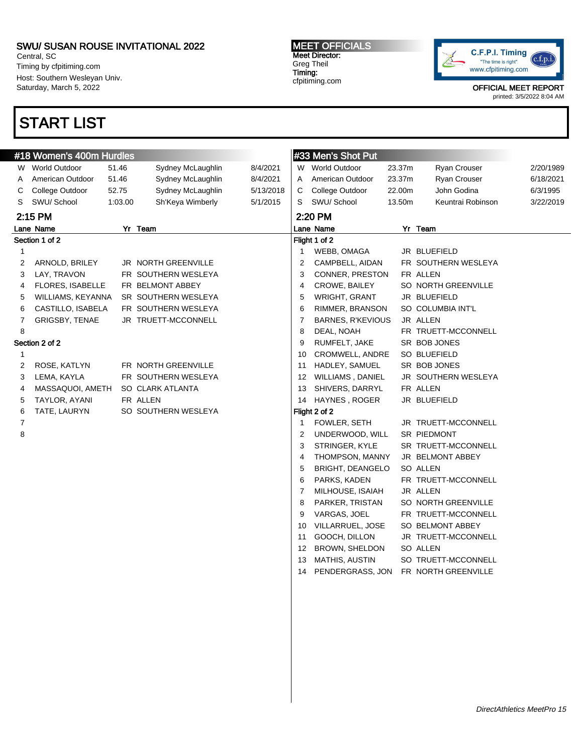SWU/ SUSAN ROUSE INVITATIONAL 2022
Central, SC
Timing by cfpitiming.com
Host: Southern Wesleyan Univ.
Saturday, March 5, 2022

MEET OFFICIALS
Meet Director:
Greg Theil
Timing:
cfpitiming.com

OFFICIAL MEET REPORT
printed: 3/5/2022 8:04 AM

# START LIST

## #18 Women's 400m Hurdles

| | | | | |
|---|---|---|---|---|
| W | World Outdoor | 51.46 | Sydney McLaughlin | 8/4/2021 |
| A | American Outdoor | 51.46 | Sydney McLaughlin | 8/4/2021 |
| C | College Outdoor | 52.75 | Sydney McLaughlin | 5/13/2018 |
| S | SWU/ School | 1:03.00 | Sh'Keya Wimberly | 5/1/2015 |

### 2:15 PM

**Section 1 of 2**

| Lane | Name | Yr | Team |
|---|---|---|---|
| 1 | | | |
| 2 | ARNOLD, BRILEY | JR | NORTH GREENVILLE |
| 3 | LAY, TRAVON | FR | SOUTHERN WESLEYA |
| 4 | FLORES, ISABELLE | FR | BELMONT ABBEY |
| 5 | WILLIAMS, KEYANNA | SR | SOUTHERN WESLEYA |
| 6 | CASTILLO, ISABELA | FR | SOUTHERN WESLEYA |
| 7 | GRIGSBY, TENAE | JR | TRUETT-MCCONNELL |
| 8 | | | |

**Section 2 of 2**

| Lane | Name | Yr | Team |
|---|---|---|---|
| 1 | | | |
| 2 | ROSE, KATLYN | FR | NORTH GREENVILLE |
| 3 | LEMA, KAYLA | FR | SOUTHERN WESLEYA |
| 4 | MASSAQUOI, AMETH | SO | CLARK ATLANTA |
| 5 | TAYLOR, AYANI | FR | ALLEN |
| 6 | TATE, LAURYN | SO | SOUTHERN WESLEYA |
| 7 | | | |
| 8 | | | |

## #33 Men's Shot Put

| | | | | |
|---|---|---|---|---|
| W | World Outdoor | 23.37m | Ryan Crouser | 2/20/1989 |
| A | American Outdoor | 23.37m | Ryan Crouser | 6/18/2021 |
| C | College Outdoor | 22.00m | John Godina | 6/3/1995 |
| S | SWU/ School | 13.50m | Keuntrai Robinson | 3/22/2019 |

### 2:20 PM

**Flight 1 of 2**

| Lane | Name | Yr | Team |
|---|---|---|---|
| 1 | WEBB, OMAGA | JR | BLUEFIELD |
| 2 | CAMPBELL, AIDAN | FR | SOUTHERN WESLEYA |
| 3 | CONNER, PRESTON | FR | ALLEN |
| 4 | CROWE, BAILEY | SO | NORTH GREENVILLE |
| 5 | WRIGHT, GRANT | JR | BLUEFIELD |
| 6 | RIMMER, BRANSON | SO | COLUMBIA INT'L |
| 7 | BARNES, R'KEVIOUS | JR | ALLEN |
| 8 | DEAL, NOAH | FR | TRUETT-MCCONNELL |
| 9 | RUMFELT, JAKE | SR | BOB JONES |
| 10 | CROMWELL, ANDRE | SO | BLUEFIELD |
| 11 | HADLEY, SAMUEL | SR | BOB JONES |
| 12 | WILLIAMS , DANIEL | JR | SOUTHERN WESLEYA |
| 13 | SHIVERS, DARRYL | FR | ALLEN |
| 14 | HAYNES , ROGER | JR | BLUEFIELD |

**Flight 2 of 2**

| Lane | Name | Yr | Team |
|---|---|---|---|
| 1 | FOWLER, SETH | JR | TRUETT-MCCONNELL |
| 2 | UNDERWOOD, WILL | SR | PIEDMONT |
| 3 | STRINGER, KYLE | SR | TRUETT-MCCONNELL |
| 4 | THOMPSON, MANNY | JR | BELMONT ABBEY |
| 5 | BRIGHT, DEANGELO | SO | ALLEN |
| 6 | PARKS, KADEN | FR | TRUETT-MCCONNELL |
| 7 | MILHOUSE, ISAIAH | JR | ALLEN |
| 8 | PARKER, TRISTAN | SO | NORTH GREENVILLE |
| 9 | VARGAS, JOEL | FR | TRUETT-MCCONNELL |
| 10 | VILLARRUEL, JOSE | SO | BELMONT ABBEY |
| 11 | GOOCH, DILLON | JR | TRUETT-MCCONNELL |
| 12 | BROWN, SHELDON | SO | ALLEN |
| 13 | MATHIS, AUSTIN | SO | TRUETT-MCCONNELL |
| 14 | PENDERGRASS, JON | FR | NORTH GREENVILLE |

*DirectAthletics MeetPro 15*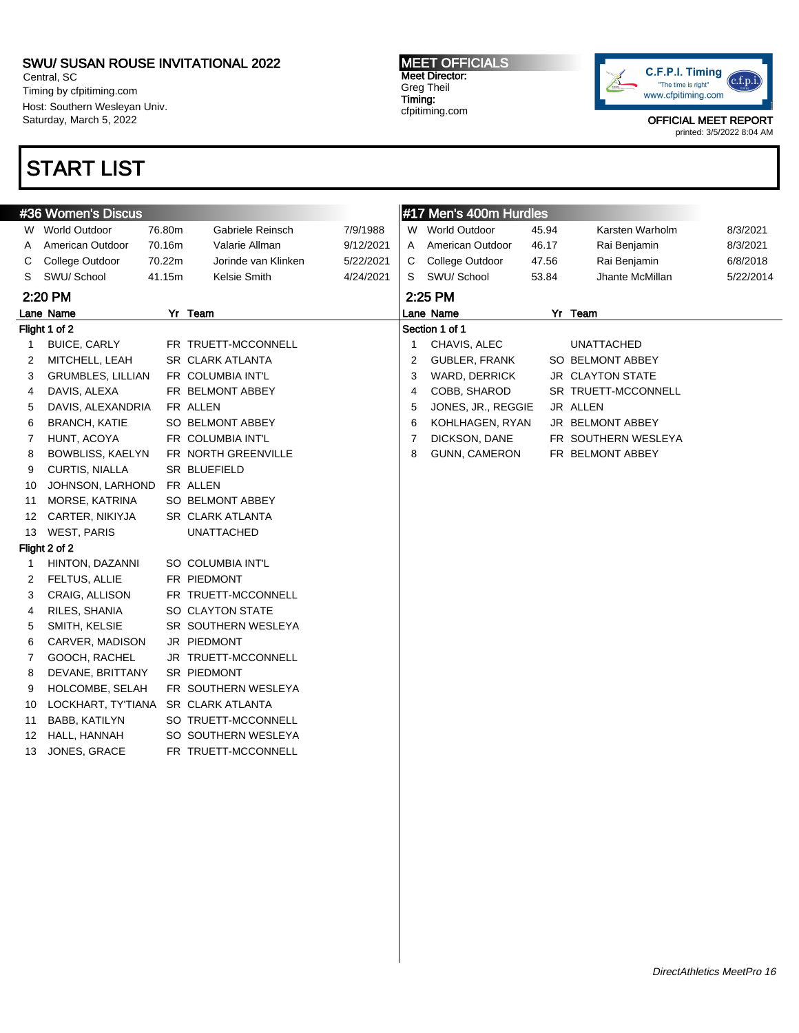SWU/ SUSAN ROUSE INVITATIONAL 2022
Central, SC
Timing by cfpitiming.com
Host: Southern Wesleyan Univ.
Saturday, March 5, 2022

MEET OFFICIALS
Meet Director:
Greg Theil
Timing:
cfpitiming.com

OFFICIAL MEET REPORT
printed: 3/5/2022 8:04 AM

# START LIST

## #36 Women's Discus

| | | | | |
|---|---|---|---|---|
| W | World Outdoor | 76.80m | Gabriele Reinsch | 7/9/1988 |
| A | American Outdoor | 70.16m | Valarie Allman | 9/12/2021 |
| C | College Outdoor | 70.22m | Jorinde van Klinken | 5/22/2021 |
| S | SWU/ School | 41.15m | Kelsie Smith | 4/24/2021 |

### 2:20 PM

**Flight 1 of 2**

| Lane | Name | Yr | Team |
|---|---|---|---|
| 1 | BUICE, CARLY | FR | TRUETT-MCCONNELL |
| 2 | MITCHELL, LEAH | SR | CLARK ATLANTA |
| 3 | GRUMBLES, LILLIAN | FR | COLUMBIA INT'L |
| 4 | DAVIS, ALEXA | FR | BELMONT ABBEY |
| 5 | DAVIS, ALEXANDRIA | FR | ALLEN |
| 6 | BRANCH, KATIE | SO | BELMONT ABBEY |
| 7 | HUNT, ACOYA | FR | COLUMBIA INT'L |
| 8 | BOWBLISS, KAELYN | FR | NORTH GREENVILLE |
| 9 | CURTIS, NIALLA | SR | BLUEFIELD |
| 10 | JOHNSON, LARHOND | FR | ALLEN |
| 11 | MORSE, KATRINA | SO | BELMONT ABBEY |
| 12 | CARTER, NIKIYJA | SR | CLARK ATLANTA |
| 13 | WEST, PARIS | | UNATTACHED |

**Flight 2 of 2**

| Lane | Name | Yr | Team |
|---|---|---|---|
| 1 | HINTON, DAZANNI | SO | COLUMBIA INT'L |
| 2 | FELTUS, ALLIE | FR | PIEDMONT |
| 3 | CRAIG, ALLISON | FR | TRUETT-MCCONNELL |
| 4 | RILES, SHANIA | SO | CLAYTON STATE |
| 5 | SMITH, KELSIE | SR | SOUTHERN WESLEYA |
| 6 | CARVER, MADISON | JR | PIEDMONT |
| 7 | GOOCH, RACHEL | JR | TRUETT-MCCONNELL |
| 8 | DEVANE, BRITTANY | SR | PIEDMONT |
| 9 | HOLCOMBE, SELAH | FR | SOUTHERN WESLEYA |
| 10 | LOCKHART, TY'TIANA | SR | CLARK ATLANTA |
| 11 | BABB, KATILYN | SO | TRUETT-MCCONNELL |
| 12 | HALL, HANNAH | SO | SOUTHERN WESLEYA |
| 13 | JONES, GRACE | FR | TRUETT-MCCONNELL |

## #17 Men's 400m Hurdles

| | | | | |
|---|---|---|---|---|
| W | World Outdoor | 45.94 | Karsten Warholm | 8/3/2021 |
| A | American Outdoor | 46.17 | Rai Benjamin | 8/3/2021 |
| C | College Outdoor | 47.56 | Rai Benjamin | 6/8/2018 |
| S | SWU/ School | 53.84 | Jhante McMillan | 5/22/2014 |

### 2:25 PM

**Section 1 of 1**

| Lane | Name | Yr | Team |
|---|---|---|---|
| 1 | CHAVIS, ALEC | | UNATTACHED |
| 2 | GUBLER, FRANK | SO | BELMONT ABBEY |
| 3 | WARD, DERRICK | JR | CLAYTON STATE |
| 4 | COBB, SHAROD | SR | TRUETT-MCCONNELL |
| 5 | JONES, JR., REGGIE | JR | ALLEN |
| 6 | KOHLHAGEN, RYAN | JR | BELMONT ABBEY |
| 7 | DICKSON, DANE | FR | SOUTHERN WESLEYA |
| 8 | GUNN, CAMERON | FR | BELMONT ABBEY |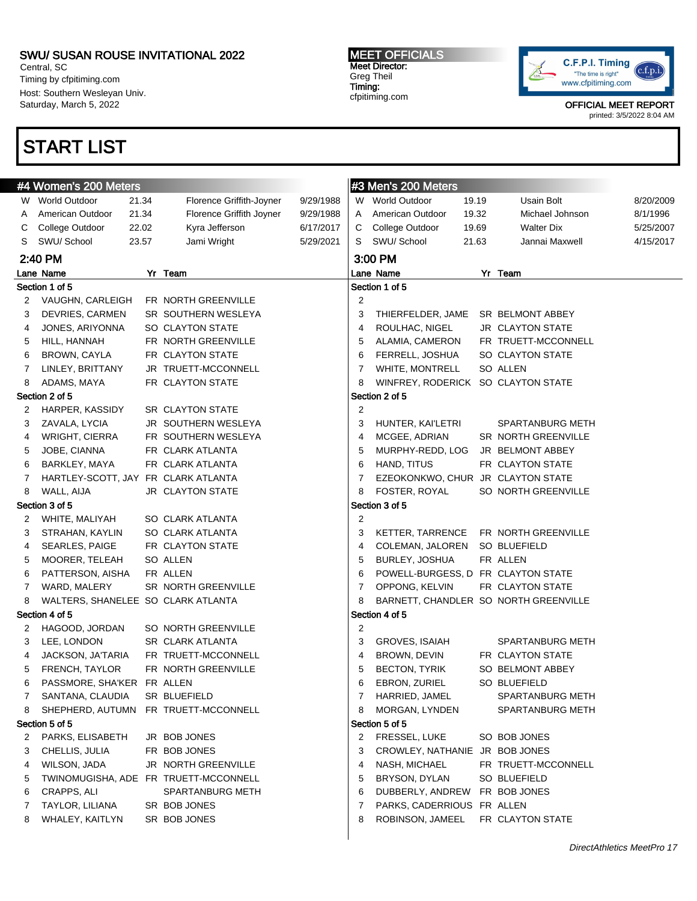# SWU/ SUSAN ROUSE INVITATIONAL 2022

Central, SC
Timing by cfpitiming.com
Host: Southern Wesleyan Univ.
Saturday, March 5, 2022

**MEET OFFICIALS**
Meet Director:
Greg Theil
Timing:
cfpitiming.com

C.F.P.I. Timing — "The time is right" — www.cfpitiming.com

OFFICIAL MEET REPORT
printed: 3/5/2022 8:04 AM

## START LIST

### #4 Women's 200 Meters

| | Record | Mark | Name | Date |
|---|---|---|---|---|
| W | World Outdoor | 21.34 | Florence Griffith-Joyner | 9/29/1988 |
| A | American Outdoor | 21.34 | Florence Griffith Joyner | 9/29/1988 |
| C | College Outdoor | 22.02 | Kyra Jefferson | 6/17/2017 |
| S | SWU/ School | 23.57 | Jami Wright | 5/29/2021 |

**2:40 PM**

| Lane | Name | Yr | Team |
|---|---|---|---|
| **Section 1 of 5** | | | |
| 2 | VAUGHN, CARLEIGH | FR | NORTH GREENVILLE |
| 3 | DEVRIES, CARMEN | SR | SOUTHERN WESLEYA |
| 4 | JONES, ARIYONNA | SO | CLAYTON STATE |
| 5 | HILL, HANNAH | FR | NORTH GREENVILLE |
| 6 | BROWN, CAYLA | FR | CLAYTON STATE |
| 7 | LINLEY, BRITTANY | JR | TRUETT-MCCONNELL |
| 8 | ADAMS, MAYA | FR | CLAYTON STATE |
| **Section 2 of 5** | | | |
| 2 | HARPER, KASSIDY | SR | CLAYTON STATE |
| 3 | ZAVALA, LYCIA | JR | SOUTHERN WESLEYA |
| 4 | WRIGHT, CIERRA | FR | SOUTHERN WESLEYA |
| 5 | JOBE, CIANNA | FR | CLARK ATLANTA |
| 6 | BARKLEY, MAYA | FR | CLARK ATLANTA |
| 7 | HARTLEY-SCOTT, JAY | FR | CLARK ATLANTA |
| 8 | WALL, AIJA | JR | CLAYTON STATE |
| **Section 3 of 5** | | | |
| 2 | WHITE, MALIYAH | SO | CLARK ATLANTA |
| 3 | STRAHAN, KAYLIN | SO | CLARK ATLANTA |
| 4 | SEARLES, PAIGE | FR | CLAYTON STATE |
| 5 | MOORER, TELEAH | SO | ALLEN |
| 6 | PATTERSON, AISHA | FR | ALLEN |
| 7 | WARD, MALERY | SR | NORTH GREENVILLE |
| 8 | WALTERS, SHANELEE | SO | CLARK ATLANTA |
| **Section 4 of 5** | | | |
| 2 | HAGOOD, JORDAN | SO | NORTH GREENVILLE |
| 3 | LEE, LONDON | SR | CLARK ATLANTA |
| 4 | JACKSON, JA'TARIA | FR | TRUETT-MCCONNELL |
| 5 | FRENCH, TAYLOR | FR | NORTH GREENVILLE |
| 6 | PASSMORE, SHA'KER | FR | ALLEN |
| 7 | SANTANA, CLAUDIA | SR | BLUEFIELD |
| 8 | SHEPHERD, AUTUMN | FR | TRUETT-MCCONNELL |
| **Section 5 of 5** | | | |
| 2 | PARKS, ELISABETH | JR | BOB JONES |
| 3 | CHELLIS, JULIA | FR | BOB JONES |
| 4 | WILSON, JADA | JR | NORTH GREENVILLE |
| 5 | TWINOMUGISHA, ADE | FR | TRUETT-MCCONNELL |
| 6 | CRAPPS, ALI | | SPARTANBURG METH |
| 7 | TAYLOR, LILIANA | SR | BOB JONES |
| 8 | WHALEY, KAITLYN | SR | BOB JONES |

### #3 Men's 200 Meters

| | Record | Mark | Name | Date |
|---|---|---|---|---|
| W | World Outdoor | 19.19 | Usain Bolt | 8/20/2009 |
| A | American Outdoor | 19.32 | Michael Johnson | 8/1/1996 |
| C | College Outdoor | 19.69 | Walter Dix | 5/25/2007 |
| S | SWU/ School | 21.63 | Jannai Maxwell | 4/15/2017 |

**3:00 PM**

| Lane | Name | Yr | Team |
|---|---|---|---|
| **Section 1 of 5** | | | |
| 2 | | | |
| 3 | THIERFELDER, JAME | SR | BELMONT ABBEY |
| 4 | ROULHAC, NIGEL | JR | CLAYTON STATE |
| 5 | ALAMIA, CAMERON | FR | TRUETT-MCCONNELL |
| 6 | FERRELL, JOSHUA | SO | CLAYTON STATE |
| 7 | WHITE, MONTRELL | SO | ALLEN |
| 8 | WINFREY, RODERICK | SO | CLAYTON STATE |
| **Section 2 of 5** | | | |
| 2 | | | |
| 3 | HUNTER, KAI'LETRI | | SPARTANBURG METH |
| 4 | MCGEE, ADRIAN | SR | NORTH GREENVILLE |
| 5 | MURPHY-REDD, LOG | JR | BELMONT ABBEY |
| 6 | HAND, TITUS | FR | CLAYTON STATE |
| 7 | EZEOKONKWO, CHUR | JR | CLAYTON STATE |
| 8 | FOSTER, ROYAL | SO | NORTH GREENVILLE |
| **Section 3 of 5** | | | |
| 2 | | | |
| 3 | KETTER, TARRENCE | FR | NORTH GREENVILLE |
| 4 | COLEMAN, JALOREN | SO | BLUEFIELD |
| 5 | BURLEY, JOSHUA | FR | ALLEN |
| 6 | POWELL-BURGESS, D | FR | CLAYTON STATE |
| 7 | OPPONG, KELVIN | FR | CLAYTON STATE |
| 8 | BARNETT, CHANDLER | SO | NORTH GREENVILLE |
| **Section 4 of 5** | | | |
| 2 | | | |
| 3 | GROVES, ISAIAH | | SPARTANBURG METH |
| 4 | BROWN, DEVIN | FR | CLAYTON STATE |
| 5 | BECTON, TYRIK | SO | BELMONT ABBEY |
| 6 | EBRON, ZURIEL | SO | BLUEFIELD |
| 7 | HARRIED, JAMEL | | SPARTANBURG METH |
| 8 | MORGAN, LYNDEN | | SPARTANBURG METH |
| **Section 5 of 5** | | | |
| 2 | FRESSEL, LUKE | SO | BOB JONES |
| 3 | CROWLEY, NATHANIE | JR | BOB JONES |
| 4 | NASH, MICHAEL | FR | TRUETT-MCCONNELL |
| 5 | BRYSON, DYLAN | SO | BLUEFIELD |
| 6 | DUBBERLY, ANDREW | FR | BOB JONES |
| 7 | PARKS, CADERRIOUS | FR | ALLEN |
| 8 | ROBINSON, JAMEEL | FR | CLAYTON STATE |

*DirectAthletics MeetPro 17*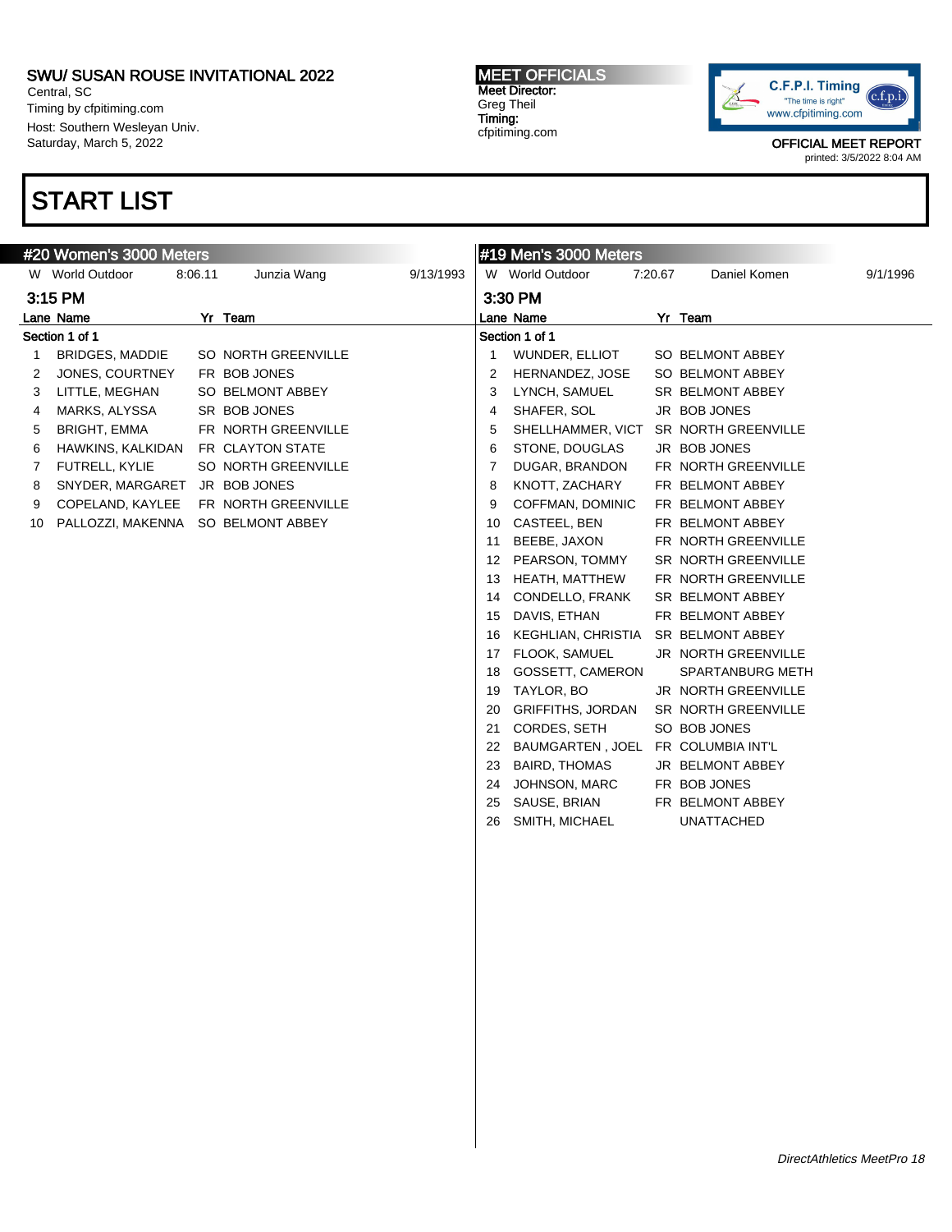SWU/ SUSAN ROUSE INVITATIONAL 2022
Central, SC
Timing by cfpitiming.com
Host: Southern Wesleyan Univ.
Saturday, March 5, 2022

**MEET OFFICIALS**
Meet Director:
Greg Theil
Timing:
cfpitiming.com

C.F.P.I. Timing
"The time is right"
www.cfpitiming.com

OFFICIAL MEET REPORT
printed: 3/5/2022 8:04 AM

# START LIST

## #20 Women's 3000 Meters

W World Outdoor 8:06.11 Junzia Wang 9/13/1993

### 3:15 PM

**Section 1 of 1**

| Lane | Name | Yr | Team |
|---|---|---|---|
| 1 | BRIDGES, MADDIE | SO | NORTH GREENVILLE |
| 2 | JONES, COURTNEY | FR | BOB JONES |
| 3 | LITTLE, MEGHAN | SO | BELMONT ABBEY |
| 4 | MARKS, ALYSSA | SR | BOB JONES |
| 5 | BRIGHT, EMMA | FR | NORTH GREENVILLE |
| 6 | HAWKINS, KALKIDAN | FR | CLAYTON STATE |
| 7 | FUTRELL, KYLIE | SO | NORTH GREENVILLE |
| 8 | SNYDER, MARGARET | JR | BOB JONES |
| 9 | COPELAND, KAYLEE | FR | NORTH GREENVILLE |
| 10 | PALLOZZI, MAKENNA | SO | BELMONT ABBEY |

## #19 Men's 3000 Meters

W World Outdoor 7:20.67 Daniel Komen 9/1/1996

### 3:30 PM

**Section 1 of 1**

| Lane | Name | Yr | Team |
|---|---|---|---|
| 1 | WUNDER, ELLIOT | SO | BELMONT ABBEY |
| 2 | HERNANDEZ, JOSE | SO | BELMONT ABBEY |
| 3 | LYNCH, SAMUEL | SR | BELMONT ABBEY |
| 4 | SHAFER, SOL | JR | BOB JONES |
| 5 | SHELLHAMMER, VICT | SR | NORTH GREENVILLE |
| 6 | STONE, DOUGLAS | JR | BOB JONES |
| 7 | DUGAR, BRANDON | FR | NORTH GREENVILLE |
| 8 | KNOTT, ZACHARY | FR | BELMONT ABBEY |
| 9 | COFFMAN, DOMINIC | FR | BELMONT ABBEY |
| 10 | CASTEEL, BEN | FR | BELMONT ABBEY |
| 11 | BEEBE, JAXON | FR | NORTH GREENVILLE |
| 12 | PEARSON, TOMMY | SR | NORTH GREENVILLE |
| 13 | HEATH, MATTHEW | FR | NORTH GREENVILLE |
| 14 | CONDELLO, FRANK | SR | BELMONT ABBEY |
| 15 | DAVIS, ETHAN | FR | BELMONT ABBEY |
| 16 | KEGHLIAN, CHRISTIA | SR | BELMONT ABBEY |
| 17 | FLOOK, SAMUEL | JR | NORTH GREENVILLE |
| 18 | GOSSETT, CAMERON | | SPARTANBURG METH |
| 19 | TAYLOR, BO | JR | NORTH GREENVILLE |
| 20 | GRIFFITHS, JORDAN | SR | NORTH GREENVILLE |
| 21 | CORDES, SETH | SO | BOB JONES |
| 22 | BAUMGARTEN , JOEL | FR | COLUMBIA INT'L |
| 23 | BAIRD, THOMAS | JR | BELMONT ABBEY |
| 24 | JOHNSON, MARC | FR | BOB JONES |
| 25 | SAUSE, BRIAN | FR | BELMONT ABBEY |
| 26 | SMITH, MICHAEL | | UNATTACHED |

*DirectAthletics MeetPro 18*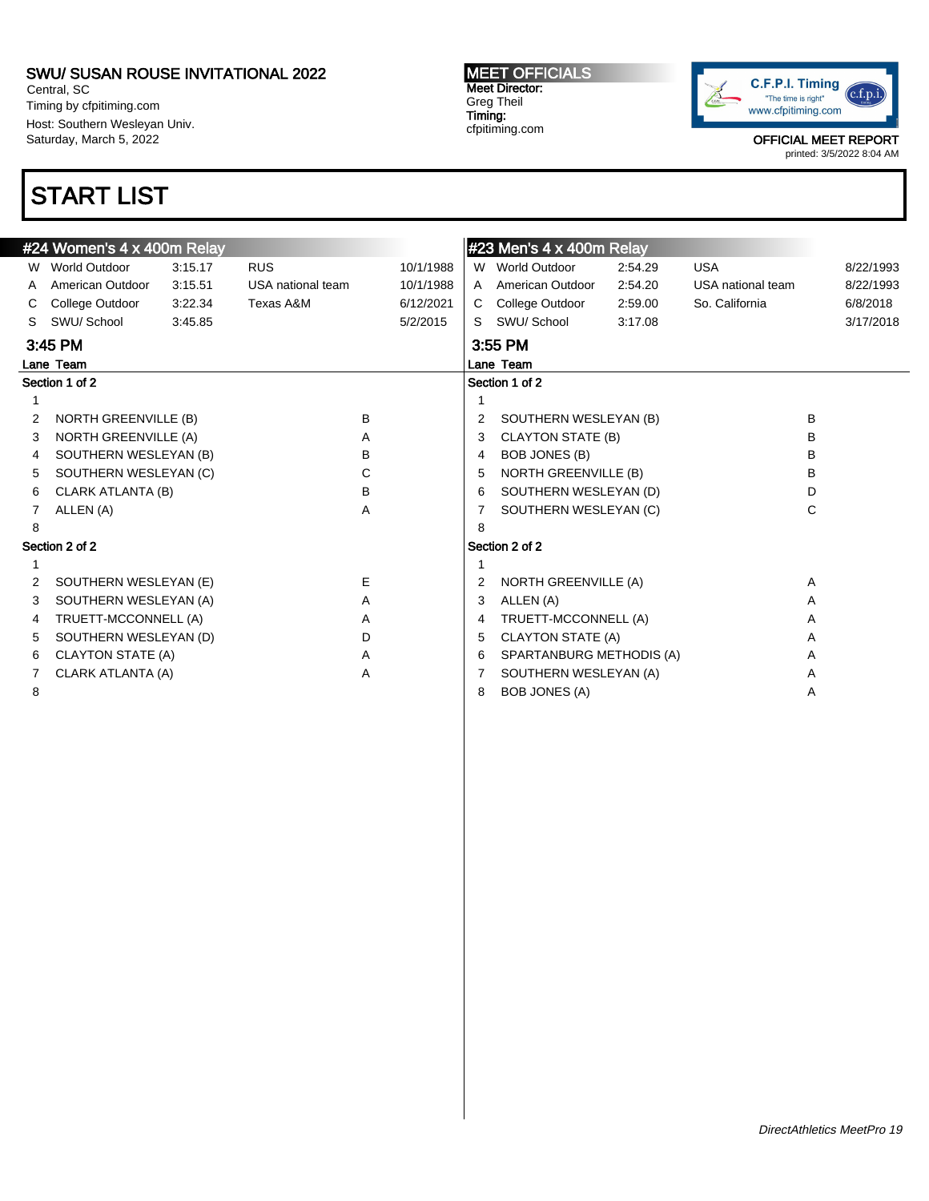SWU/ SUSAN ROUSE INVITATIONAL 2022
Central, SC
Timing by cfpitiming.com
Host: Southern Wesleyan Univ.
Saturday, March 5, 2022

MEET OFFICIALS
Meet Director:
Greg Theil
Timing:
cfpitiming.com

C.F.P.I. Timing
"The time is right"
www.cfpitiming.com

OFFICIAL MEET REPORT
printed: 3/5/2022 8:04 AM

# START LIST

## #24 Women's 4 x 400m Relay

| | | | | |
|---|---|---|---|---|
| W | World Outdoor | 3:15.17 | RUS | 10/1/1988 |
| A | American Outdoor | 3:15.51 | USA national team | 10/1/1988 |
| C | College Outdoor | 3:22.34 | Texas A&M | 6/12/2021 |
| S | SWU/ School | 3:45.85 | | 5/2/2015 |

### 3:45 PM

**Section 1 of 2**

| Lane | Team | |
|---|---|---|
| 1 | | |
| 2 | NORTH GREENVILLE (B) | B |
| 3 | NORTH GREENVILLE (A) | A |
| 4 | SOUTHERN WESLEYAN (B) | B |
| 5 | SOUTHERN WESLEYAN (C) | C |
| 6 | CLARK ATLANTA (B) | B |
| 7 | ALLEN (A) | A |
| 8 | | |

**Section 2 of 2**

| Lane | Team | |
|---|---|---|
| 1 | | |
| 2 | SOUTHERN WESLEYAN (E) | E |
| 3 | SOUTHERN WESLEYAN (A) | A |
| 4 | TRUETT-MCCONNELL (A) | A |
| 5 | SOUTHERN WESLEYAN (D) | D |
| 6 | CLAYTON STATE (A) | A |
| 7 | CLARK ATLANTA (A) | A |
| 8 | | |

## #23 Men's 4 x 400m Relay

| | | | | |
|---|---|---|---|---|
| W | World Outdoor | 2:54.29 | USA | 8/22/1993 |
| A | American Outdoor | 2:54.20 | USA national team | 8/22/1993 |
| C | College Outdoor | 2:59.00 | So. California | 6/8/2018 |
| S | SWU/ School | 3:17.08 | | 3/17/2018 |

### 3:55 PM

**Section 1 of 2**

| Lane | Team | |
|---|---|---|
| 1 | | |
| 2 | SOUTHERN WESLEYAN (B) | B |
| 3 | CLAYTON STATE (B) | B |
| 4 | BOB JONES (B) | B |
| 5 | NORTH GREENVILLE (B) | B |
| 6 | SOUTHERN WESLEYAN (D) | D |
| 7 | SOUTHERN WESLEYAN (C) | C |
| 8 | | |

**Section 2 of 2**

| Lane | Team | |
|---|---|---|
| 1 | | |
| 2 | NORTH GREENVILLE (A) | A |
| 3 | ALLEN (A) | A |
| 4 | TRUETT-MCCONNELL (A) | A |
| 5 | CLAYTON STATE (A) | A |
| 6 | SPARTANBURG METHODIS (A) | A |
| 7 | SOUTHERN WESLEYAN (A) | A |
| 8 | BOB JONES (A) | A |

*DirectAthletics MeetPro 19*